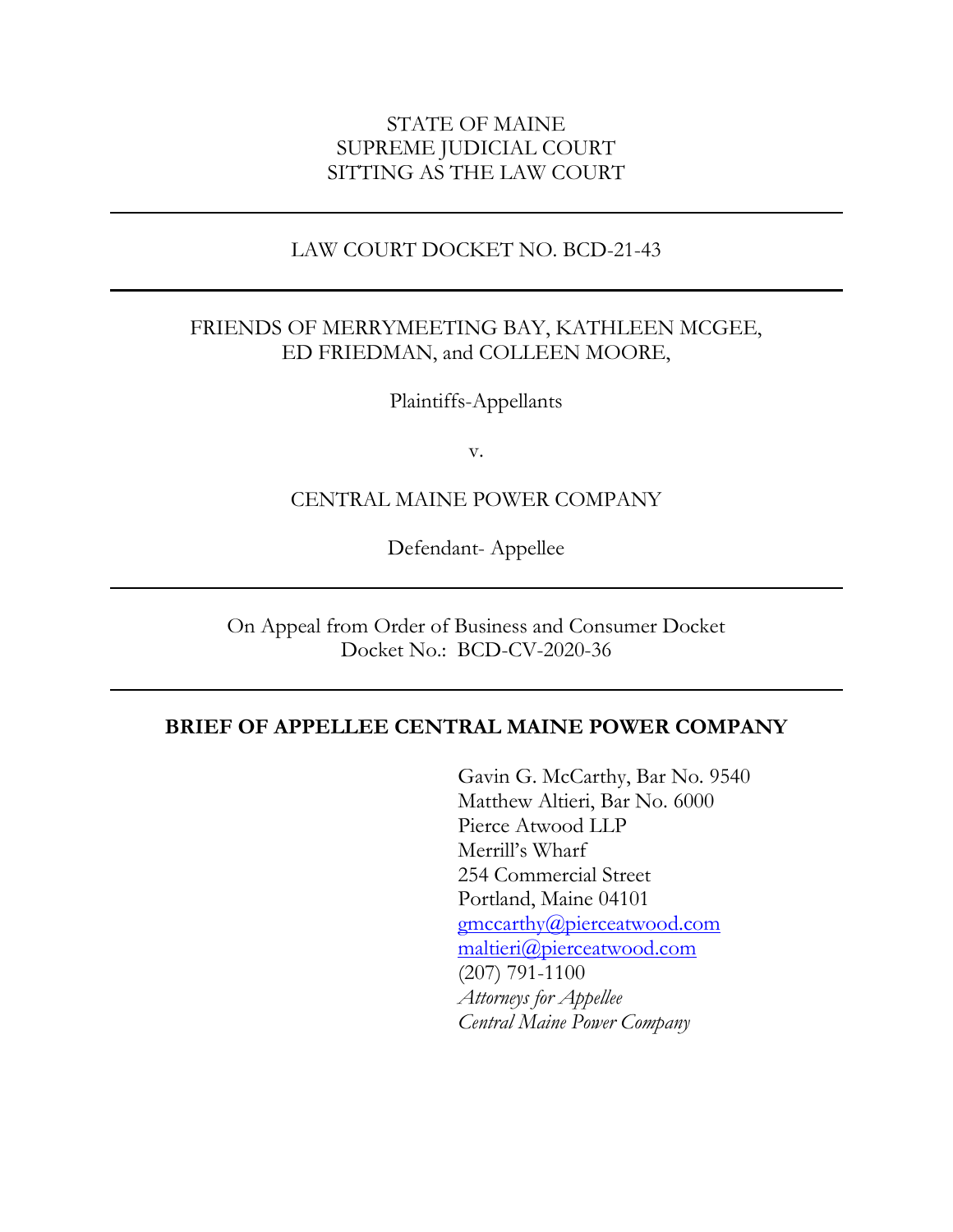STATE OF MAINE
SUPREME JUDICIAL COURT
SITTING AS THE LAW COURT

---

LAW COURT DOCKET NO. BCD-21-43

---

FRIENDS OF MERRYMEETING BAY, KATHLEEN MCGEE,
ED FRIEDMAN, and COLLEEN MOORE,

Plaintiffs-Appellants

v.

CENTRAL MAINE POWER COMPANY

Defendant- Appellee

---

On Appeal from Order of Business and Consumer Docket
Docket No.: BCD-CV-2020-36

---

**BRIEF OF APPELLEE CENTRAL MAINE POWER COMPANY**

Gavin G. McCarthy, Bar No. 9540
Matthew Altieri, Bar No. 6000
Pierce Atwood LLP
Merrill's Wharf
254 Commercial Street
Portland, Maine 04101
gmccarthy@pierceatwood.com
maltieri@pierceatwood.com
(207) 791-1100
*Attorneys for Appellee*
*Central Maine Power Company*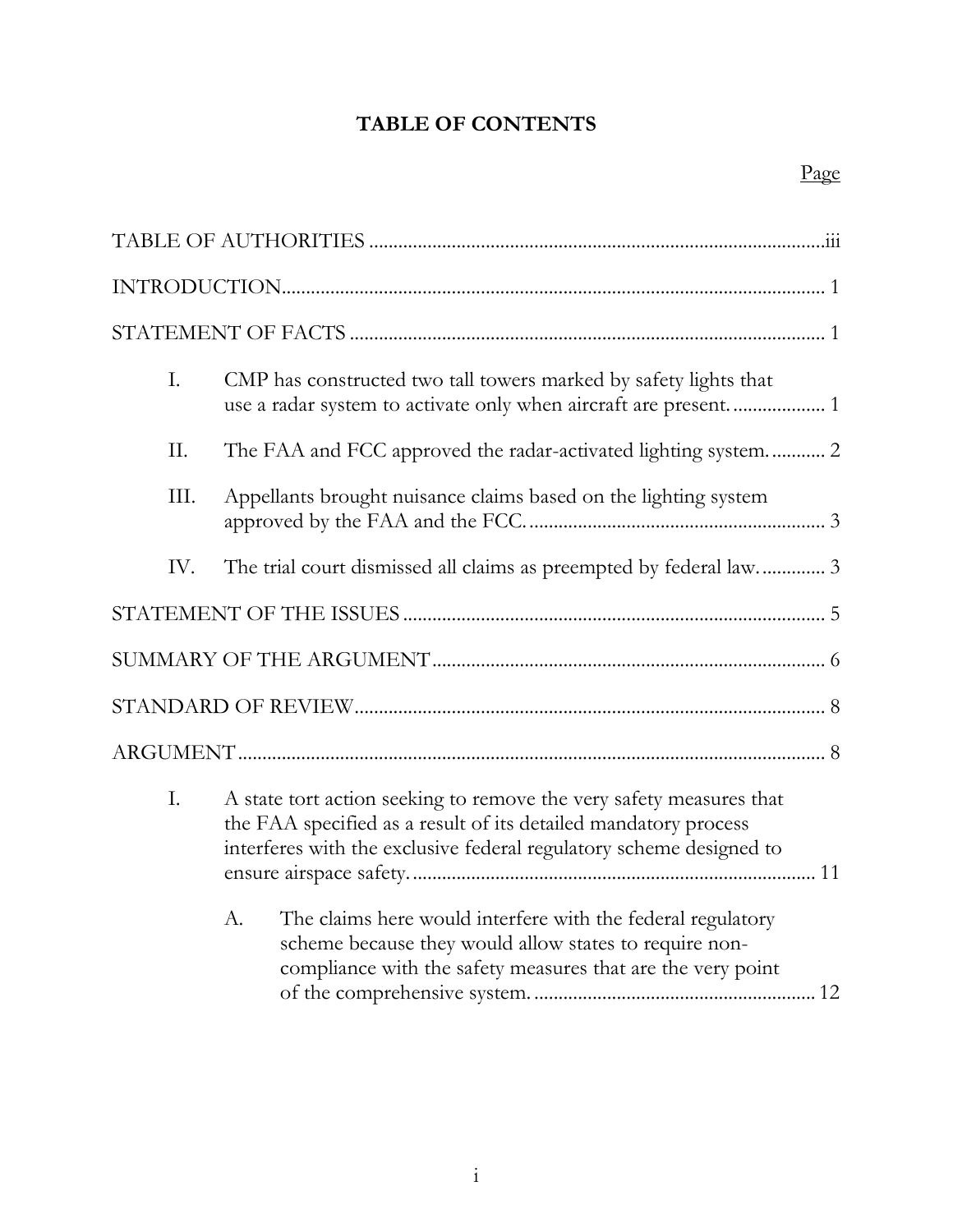# TABLE OF CONTENTS

Page

TABLE OF AUTHORITIES ..................................................................................... iii

INTRODUCTION ..................................................................................................... 1

STATEMENT OF FACTS ......................................................................................... 1

I. CMP has constructed two tall towers marked by safety lights that use a radar system to activate only when aircraft are present. .................. 1

II. The FAA and FCC approved the radar-activated lighting system. .......... 2

III. Appellants brought nuisance claims based on the lighting system approved by the FAA and the FCC. ......................................................... 3

IV. The trial court dismissed all claims as preempted by federal law. ............ 3

STATEMENT OF THE ISSUES ............................................................................. 5

SUMMARY OF THE ARGUMENT ....................................................................... 6

STANDARD OF REVIEW ....................................................................................... 8

ARGUMENT ............................................................................................................. 8

I. A state tort action seeking to remove the very safety measures that the FAA specified as a result of its detailed mandatory process interferes with the exclusive federal regulatory scheme designed to ensure airspace safety. ................................................................................. 11

   A. The claims here would interfere with the federal regulatory scheme because they would allow states to require non-compliance with the safety measures that are the very point of the comprehensive system. ........................................................ 12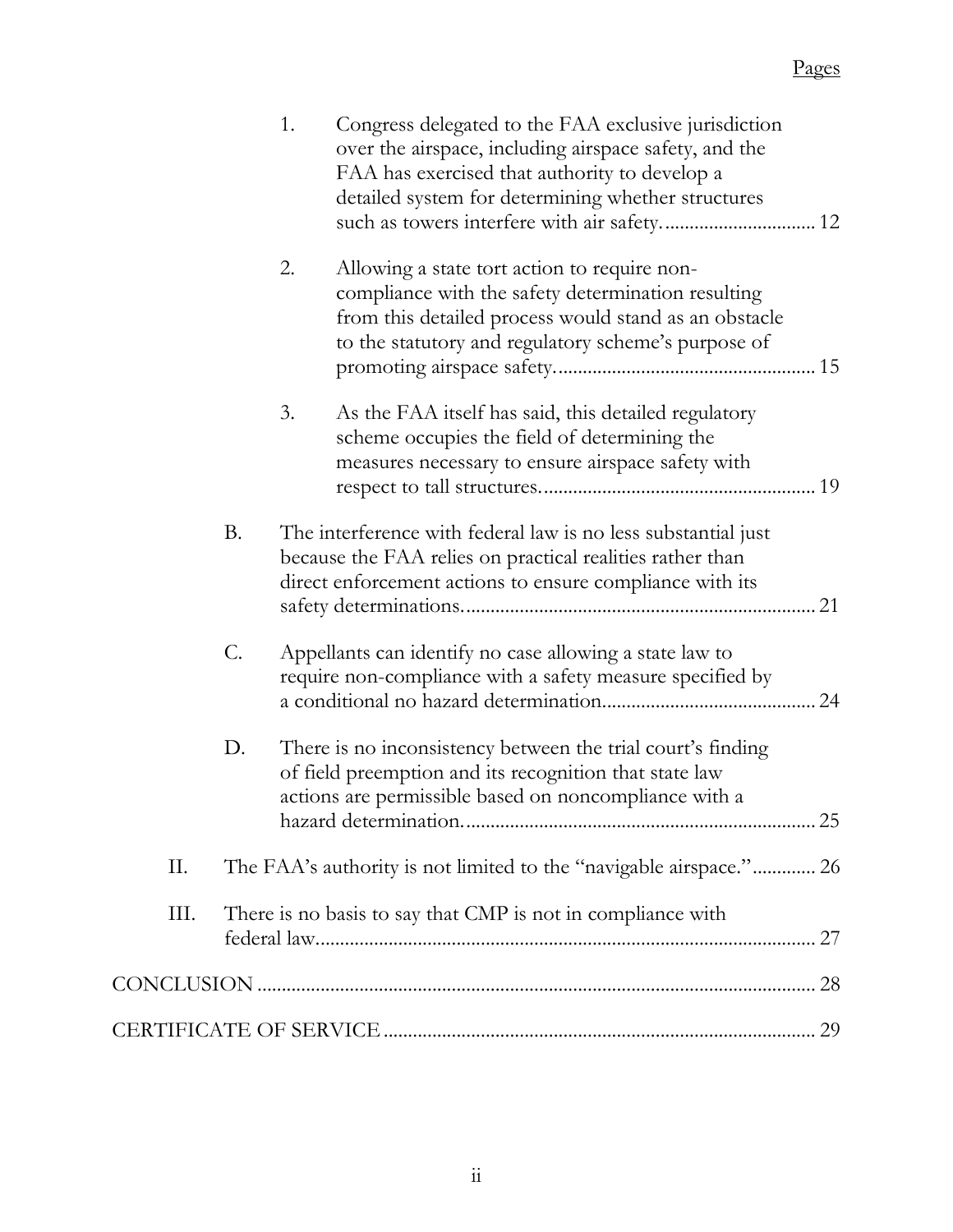Pages

1. Congress delegated to the FAA exclusive jurisdiction over the airspace, including airspace safety, and the FAA has exercised that authority to develop a detailed system for determining whether structures such as towers interfere with air safety. ............................... 12

2. Allowing a state tort action to require non-compliance with the safety determination resulting from this detailed process would stand as an obstacle to the statutory and regulatory scheme's purpose of promoting airspace safety. .................................................... 15

3. As the FAA itself has said, this detailed regulatory scheme occupies the field of determining the measures necessary to ensure airspace safety with respect to tall structures. ....................................................... 19

B. The interference with federal law is no less substantial just because the FAA relies on practical realities rather than direct enforcement actions to ensure compliance with its safety determinations. ...................................................................... 21

C. Appellants can identify no case allowing a state law to require non-compliance with a safety measure specified by a conditional no hazard determination. .......................................... 24

D. There is no inconsistency between the trial court's finding of field preemption and its recognition that state law actions are permissible based on noncompliance with a hazard determination. ....................................................................... 25

II. The FAA's authority is not limited to the "navigable airspace." ............ 26

III. There is no basis to say that CMP is not in compliance with federal law. ..................................................................................................... 27

CONCLUSION .................................................................................................... 28

CERTIFICATE OF SERVICE ........................................................................... 29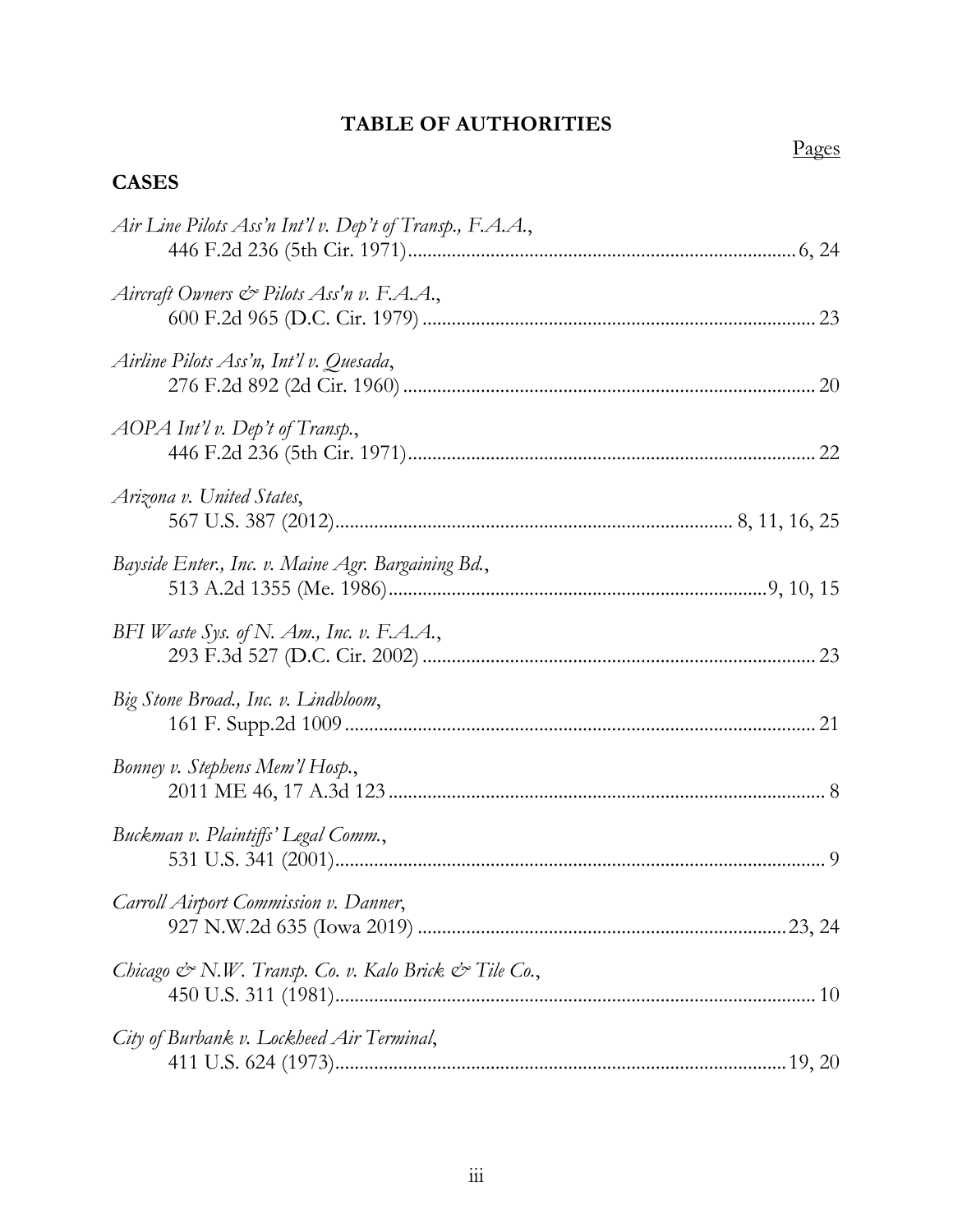# TABLE OF AUTHORITIES

Pages

## CASES

*Air Line Pilots Ass'n Int'l v. Dep't of Transp., F.A.A.*, 446 F.2d 236 (5th Cir. 1971) ... 6, 24

*Aircraft Owners & Pilots Ass'n v. F.A.A.*, 600 F.2d 965 (D.C. Cir. 1979) ... 23

*Airline Pilots Ass'n, Int'l v. Quesada*, 276 F.2d 892 (2d Cir. 1960) ... 20

*AOPA Int'l v. Dep't of Transp.*, 446 F.2d 236 (5th Cir. 1971) ... 22

*Arizona v. United States*, 567 U.S. 387 (2012) ... 8, 11, 16, 25

*Bayside Enter., Inc. v. Maine Agr. Bargaining Bd.*, 513 A.2d 1355 (Me. 1986) ... 9, 10, 15

*BFI Waste Sys. of N. Am., Inc. v. F.A.A.*, 293 F.3d 527 (D.C. Cir. 2002) ... 23

*Big Stone Broad., Inc. v. Lindbloom*, 161 F. Supp.2d 1009 ... 21

*Bonney v. Stephens Mem'l Hosp.*, 2011 ME 46, 17 A.3d 123 ... 8

*Buckman v. Plaintiffs' Legal Comm.*, 531 U.S. 341 (2001) ... 9

*Carroll Airport Commission v. Danner*, 927 N.W.2d 635 (Iowa 2019) ... 23, 24

*Chicago & N.W. Transp. Co. v. Kalo Brick & Tile Co.*, 450 U.S. 311 (1981) ... 10

*City of Burbank v. Lockheed Air Terminal*, 411 U.S. 624 (1973) ... 19, 20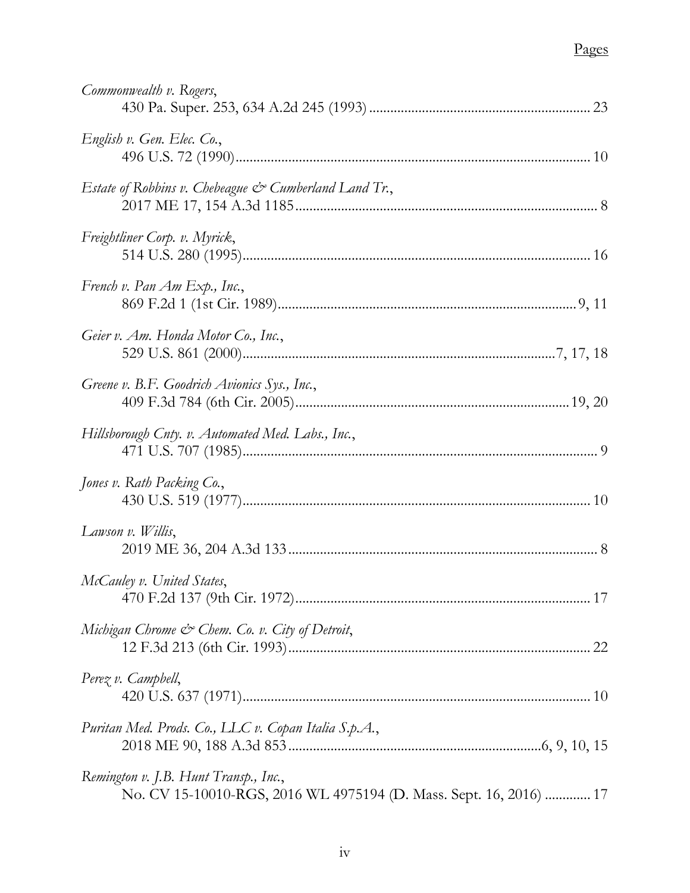Pages

*Commonwealth v. Rogers*,
430 Pa. Super. 253, 634 A.2d 245 (1993) .............................................................. 23

*English v. Gen. Elec. Co.*,
496 U.S. 72 (1990)................................................................................................... 10

*Estate of Robbins v. Chebeague & Cumberland Land Tr.*,
2017 ME 17, 154 A.3d 1185..................................................................................... 8

*Freightliner Corp. v. Myrick*,
514 U.S. 280 (1995).................................................................................................. 16

*French v. Pan Am Exp., Inc.*,
869 F.2d 1 (1st Cir. 1989).................................................................................... 9, 11

*Geier v. Am. Honda Motor Co., Inc.*,
529 U.S. 861 (2000)........................................................................................7, 17, 18

*Greene v. B.F. Goodrich Avionics Sys., Inc.*,
409 F.3d 784 (6th Cir. 2005)............................................................................. 19, 20

*Hillsborough Cnty. v. Automated Med. Labs., Inc.*,
471 U.S. 707 (1985)................................................................................................... 9

*Jones v. Rath Packing Co.*,
430 U.S. 519 (1977).................................................................................................. 10

*Lawson v. Willis*,
2019 ME 36, 204 A.3d 133 ...................................................................................... 8

*McCauley v. United States*,
470 F.2d 137 (9th Cir. 1972)................................................................................... 17

*Michigan Chrome & Chem. Co. v. City of Detroit*,
12 F.3d 213 (6th Cir. 1993)..................................................................................... 22

*Perez v. Campbell*,
420 U.S. 637 (1971).................................................................................................. 10

*Puritan Med. Prods. Co., LLC v. Copan Italia S.p.A.*,
2018 ME 90, 188 A.3d 853.......................................................................6, 9, 10, 15

*Remington v. J.B. Hunt Transp., Inc.*,
No. CV 15-10010-RGS, 2016 WL 4975194 (D. Mass. Sept. 16, 2016) ............. 17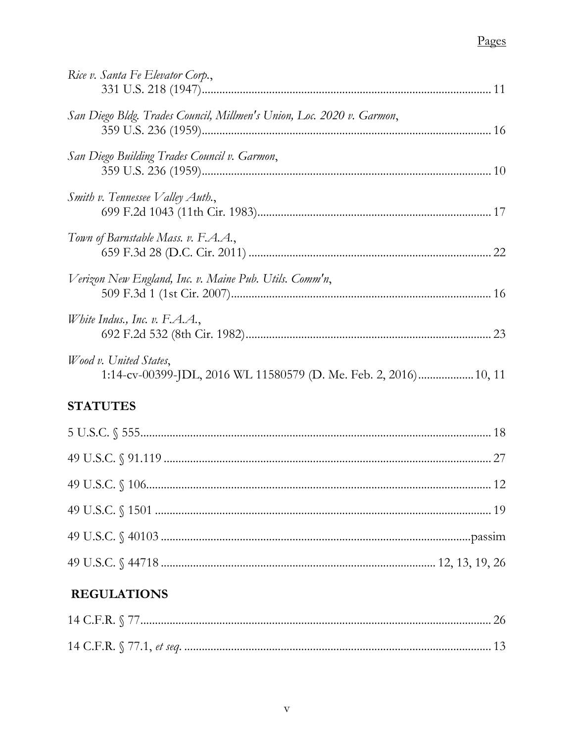Pages

*Rice v. Santa Fe Elevator Corp.*,
331 U.S. 218 (1947)................................................................................................ 11

*San Diego Bldg. Trades Council, Millmen's Union, Loc. 2020 v. Garmon*,
359 U.S. 236 (1959)................................................................................................ 16

*San Diego Building Trades Council v. Garmon*,
359 U.S. 236 (1959)................................................................................................ 10

*Smith v. Tennessee Valley Auth.*,
699 F.2d 1043 (11th Cir. 1983).............................................................................. 17

*Town of Barnstable Mass. v. F.A.A.*,
659 F.3d 28 (D.C. Cir. 2011) ................................................................................. 22

*Verizon New England, Inc. v. Maine Pub. Utils. Comm'n*,
509 F.3d 1 (1st Cir. 2007)....................................................................................... 16

*White Indus., Inc. v. F.A.A.*,
692 F.2d 532 (8th Cir. 1982).................................................................................. 23

*Wood v. United States*,
1:14-cv-00399-JDL, 2016 WL 11580579 (D. Me. Feb. 2, 2016)..................10, 11

## STATUTES

5 U.S.C. § 555........................................................................................................ 18

49 U.S.C. § 91.119 ................................................................................................ 27

49 U.S.C. § 106...................................................................................................... 12

49 U.S.C. § 1501 ................................................................................................... 19

49 U.S.C. § 40103 ..........................................................................................passim

49 U.S.C. § 44718 ............................................................................ 12, 13, 19, 26

## REGULATIONS

14 C.F.R. § 77......................................................................................................... 26

14 C.F.R. § 77.1, *et seq.* ......................................................................................... 13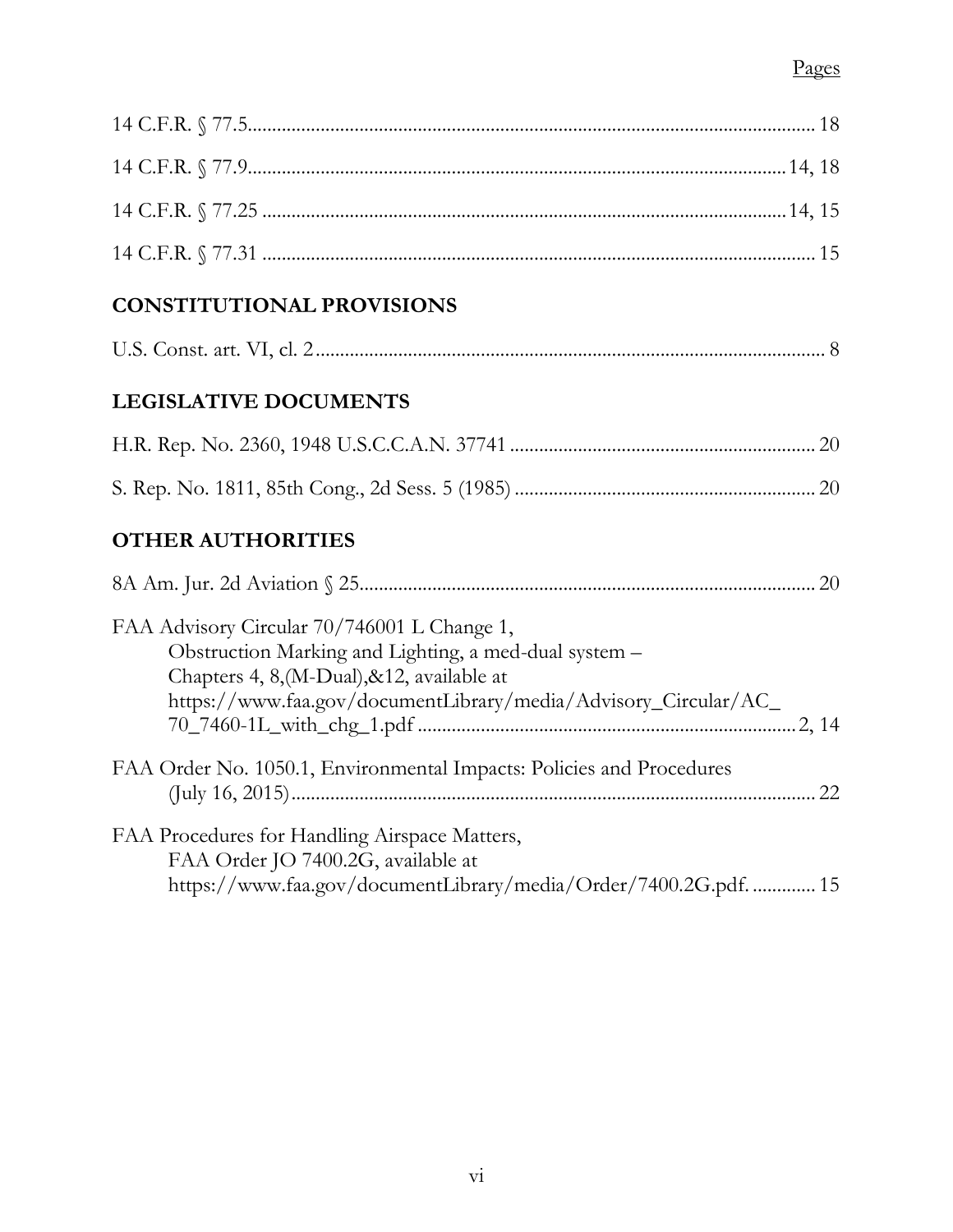Pages

14 C.F.R. § 77.5 .......... 18

14 C.F.R. § 77.9 .......... 14, 18

14 C.F.R. § 77.25 .......... 14, 15

14 C.F.R. § 77.31 .......... 15

## CONSTITUTIONAL PROVISIONS

U.S. Const. art. VI, cl. 2 .......... 8

## LEGISLATIVE DOCUMENTS

H.R. Rep. No. 2360, 1948 U.S.C.C.A.N. 37741 .......... 20

S. Rep. No. 1811, 85th Cong., 2d Sess. 5 (1985) .......... 20

## OTHER AUTHORITIES

8A Am. Jur. 2d Aviation § 25 .......... 20

FAA Advisory Circular 70/746001 L Change 1, Obstruction Marking and Lighting, a med-dual system – Chapters 4, 8,(M-Dual),&12, available at https://www.faa.gov/documentLibrary/media/Advisory_Circular/AC_70_7460-1L_with_chg_1.pdf .......... 2, 14

FAA Order No. 1050.1, Environmental Impacts: Policies and Procedures (July 16, 2015) .......... 22

FAA Procedures for Handling Airspace Matters, FAA Order JO 7400.2G, available at https://www.faa.gov/documentLibrary/media/Order/7400.2G.pdf. .......... 15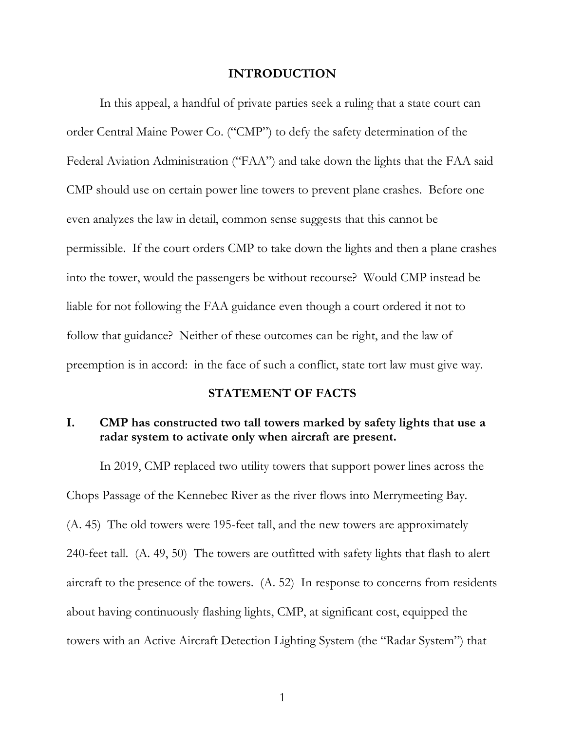## INTRODUCTION

In this appeal, a handful of private parties seek a ruling that a state court can order Central Maine Power Co. ("CMP") to defy the safety determination of the Federal Aviation Administration ("FAA") and take down the lights that the FAA said CMP should use on certain power line towers to prevent plane crashes. Before one even analyzes the law in detail, common sense suggests that this cannot be permissible. If the court orders CMP to take down the lights and then a plane crashes into the tower, would the passengers be without recourse? Would CMP instead be liable for not following the FAA guidance even though a court ordered it not to follow that guidance? Neither of these outcomes can be right, and the law of preemption is in accord: in the face of such a conflict, state tort law must give way.

## STATEMENT OF FACTS

### I. CMP has constructed two tall towers marked by safety lights that use a radar system to activate only when aircraft are present.

In 2019, CMP replaced two utility towers that support power lines across the Chops Passage of the Kennebec River as the river flows into Merrymeeting Bay. (A. 45) The old towers were 195-feet tall, and the new towers are approximately 240-feet tall. (A. 49, 50) The towers are outfitted with safety lights that flash to alert aircraft to the presence of the towers. (A. 52) In response to concerns from residents about having continuously flashing lights, CMP, at significant cost, equipped the towers with an Active Aircraft Detection Lighting System (the "Radar System") that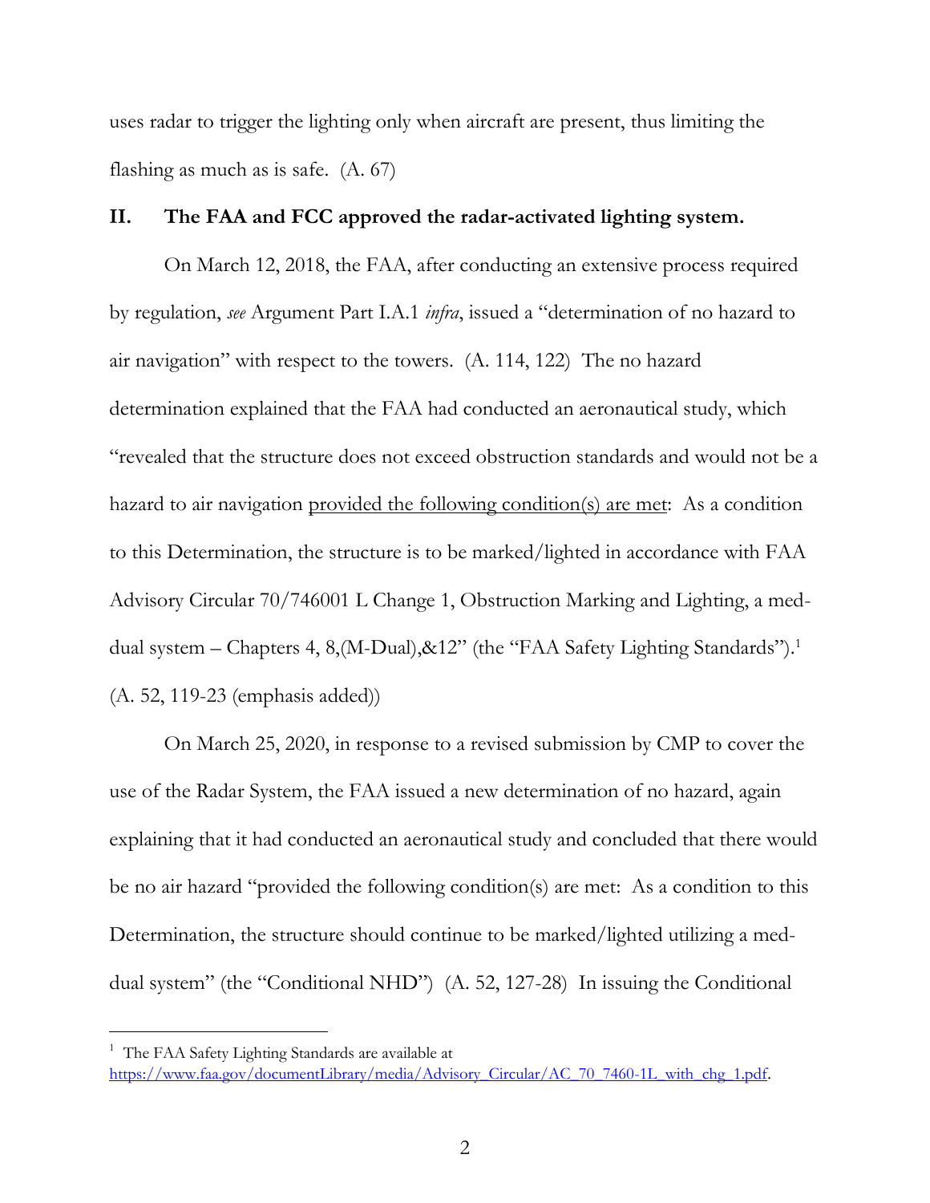uses radar to trigger the lighting only when aircraft are present, thus limiting the flashing as much as is safe. (A. 67)

## II. The FAA and FCC approved the radar-activated lighting system.

On March 12, 2018, the FAA, after conducting an extensive process required by regulation, *see* Argument Part I.A.1 *infra*, issued a "determination of no hazard to air navigation" with respect to the towers. (A. 114, 122) The no hazard determination explained that the FAA had conducted an aeronautical study, which "revealed that the structure does not exceed obstruction standards and would not be a hazard to air navigation <u>provided the following condition(s) are met</u>: As a condition to this Determination, the structure is to be marked/lighted in accordance with FAA Advisory Circular 70/746001 L Change 1, Obstruction Marking and Lighting, a med-dual system – Chapters 4, 8,(M-Dual),&12" (the "FAA Safety Lighting Standards").[1] (A. 52, 119-23 (emphasis added))

On March 25, 2020, in response to a revised submission by CMP to cover the use of the Radar System, the FAA issued a new determination of no hazard, again explaining that it had conducted an aeronautical study and concluded that there would be no air hazard "provided the following condition(s) are met: As a condition to this Determination, the structure should continue to be marked/lighted utilizing a med-dual system" (the "Conditional NHD") (A. 52, 127-28) In issuing the Conditional

---

[1] The FAA Safety Lighting Standards are available at https://www.faa.gov/documentLibrary/media/Advisory_Circular/AC_70_7460-1L_with_chg_1.pdf.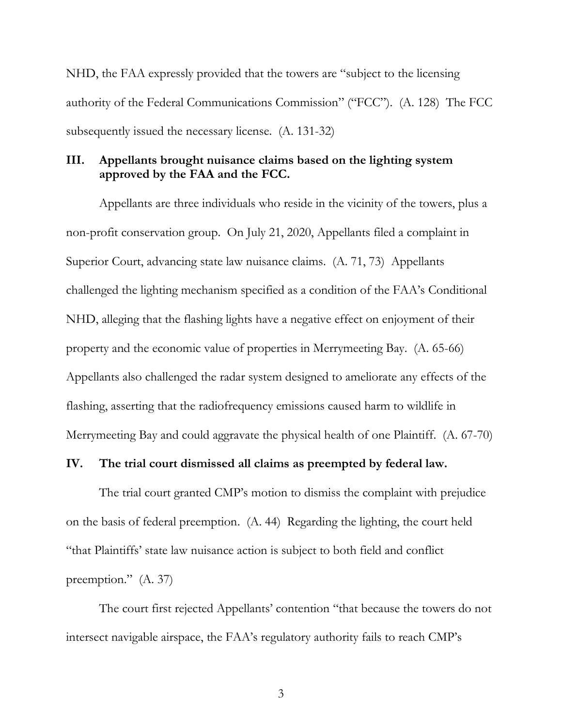NHD, the FAA expressly provided that the towers are "subject to the licensing authority of the Federal Communications Commission" ("FCC"). (A. 128) The FCC subsequently issued the necessary license. (A. 131-32)

## III. Appellants brought nuisance claims based on the lighting system approved by the FAA and the FCC.

Appellants are three individuals who reside in the vicinity of the towers, plus a non-profit conservation group. On July 21, 2020, Appellants filed a complaint in Superior Court, advancing state law nuisance claims. (A. 71, 73) Appellants challenged the lighting mechanism specified as a condition of the FAA's Conditional NHD, alleging that the flashing lights have a negative effect on enjoyment of their property and the economic value of properties in Merrymeeting Bay. (A. 65-66) Appellants also challenged the radar system designed to ameliorate any effects of the flashing, asserting that the radiofrequency emissions caused harm to wildlife in Merrymeeting Bay and could aggravate the physical health of one Plaintiff. (A. 67-70)

## IV. The trial court dismissed all claims as preempted by federal law.

The trial court granted CMP's motion to dismiss the complaint with prejudice on the basis of federal preemption. (A. 44) Regarding the lighting, the court held "that Plaintiffs' state law nuisance action is subject to both field and conflict preemption." (A. 37)

The court first rejected Appellants' contention "that because the towers do not intersect navigable airspace, the FAA's regulatory authority fails to reach CMP's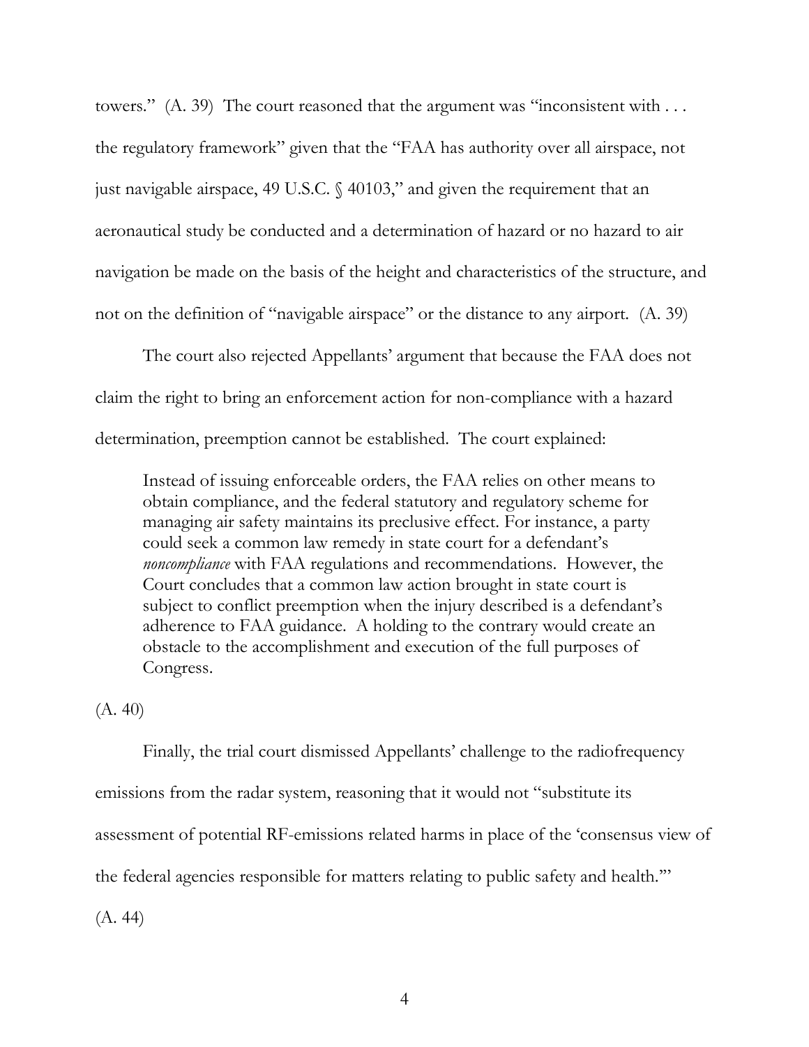towers." (A. 39) The court reasoned that the argument was "inconsistent with . . . the regulatory framework" given that the "FAA has authority over all airspace, not just navigable airspace, 49 U.S.C. § 40103," and given the requirement that an aeronautical study be conducted and a determination of hazard or no hazard to air navigation be made on the basis of the height and characteristics of the structure, and not on the definition of "navigable airspace" or the distance to any airport. (A. 39)

The court also rejected Appellants' argument that because the FAA does not claim the right to bring an enforcement action for non-compliance with a hazard determination, preemption cannot be established. The court explained:

> Instead of issuing enforceable orders, the FAA relies on other means to obtain compliance, and the federal statutory and regulatory scheme for managing air safety maintains its preclusive effect. For instance, a party could seek a common law remedy in state court for a defendant's *noncompliance* with FAA regulations and recommendations. However, the Court concludes that a common law action brought in state court is subject to conflict preemption when the injury described is a defendant's adherence to FAA guidance. A holding to the contrary would create an obstacle to the accomplishment and execution of the full purposes of Congress.

(A. 40)

Finally, the trial court dismissed Appellants' challenge to the radiofrequency emissions from the radar system, reasoning that it would not "substitute its assessment of potential RF-emissions related harms in place of the 'consensus view of the federal agencies responsible for matters relating to public safety and health.'" (A. 44)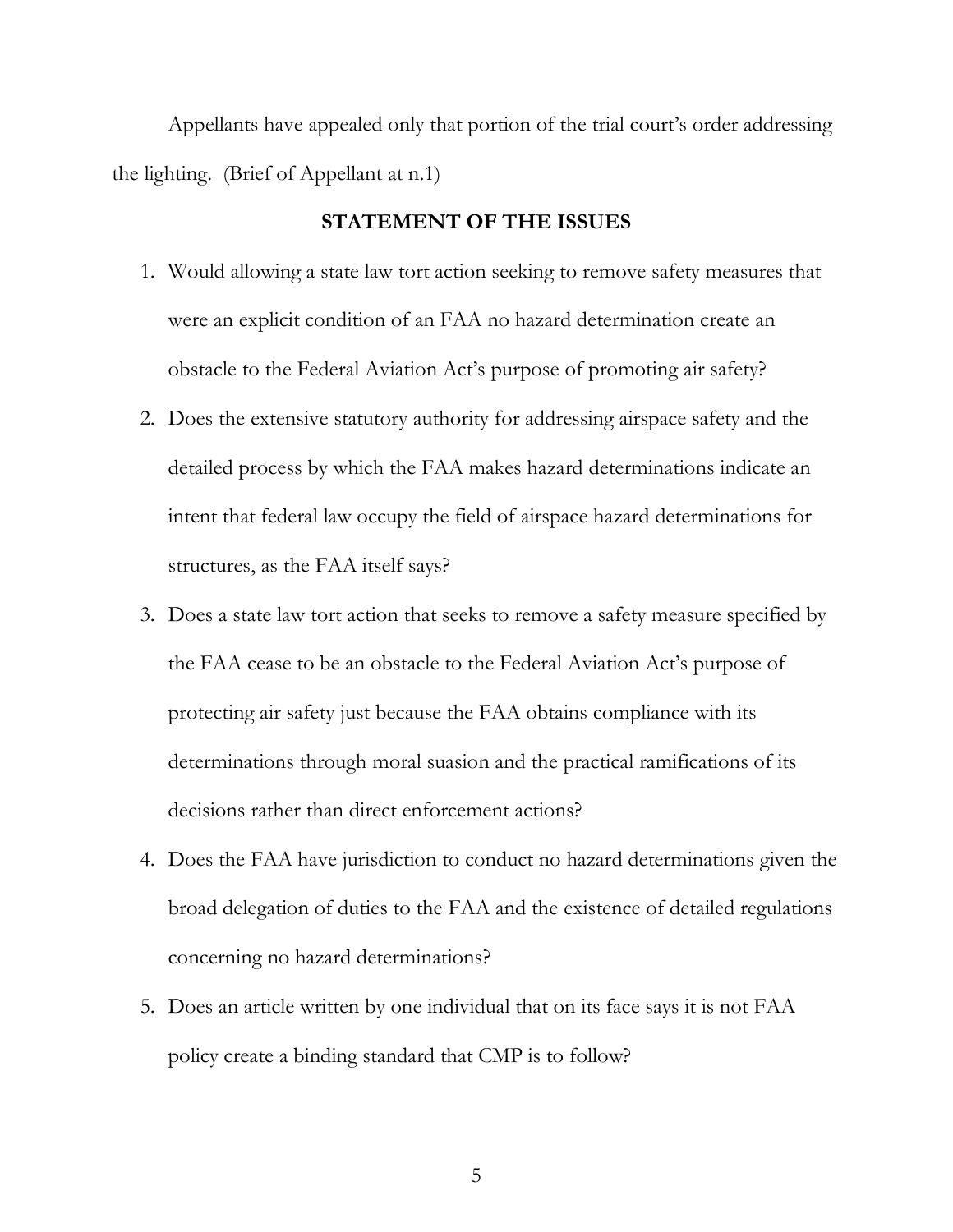Appellants have appealed only that portion of the trial court's order addressing the lighting. (Brief of Appellant at n.1)

## STATEMENT OF THE ISSUES

1. Would allowing a state law tort action seeking to remove safety measures that were an explicit condition of an FAA no hazard determination create an obstacle to the Federal Aviation Act's purpose of promoting air safety?
2. Does the extensive statutory authority for addressing airspace safety and the detailed process by which the FAA makes hazard determinations indicate an intent that federal law occupy the field of airspace hazard determinations for structures, as the FAA itself says?
3. Does a state law tort action that seeks to remove a safety measure specified by the FAA cease to be an obstacle to the Federal Aviation Act's purpose of protecting air safety just because the FAA obtains compliance with its determinations through moral suasion and the practical ramifications of its decisions rather than direct enforcement actions?
4. Does the FAA have jurisdiction to conduct no hazard determinations given the broad delegation of duties to the FAA and the existence of detailed regulations concerning no hazard determinations?
5. Does an article written by one individual that on its face says it is not FAA policy create a binding standard that CMP is to follow?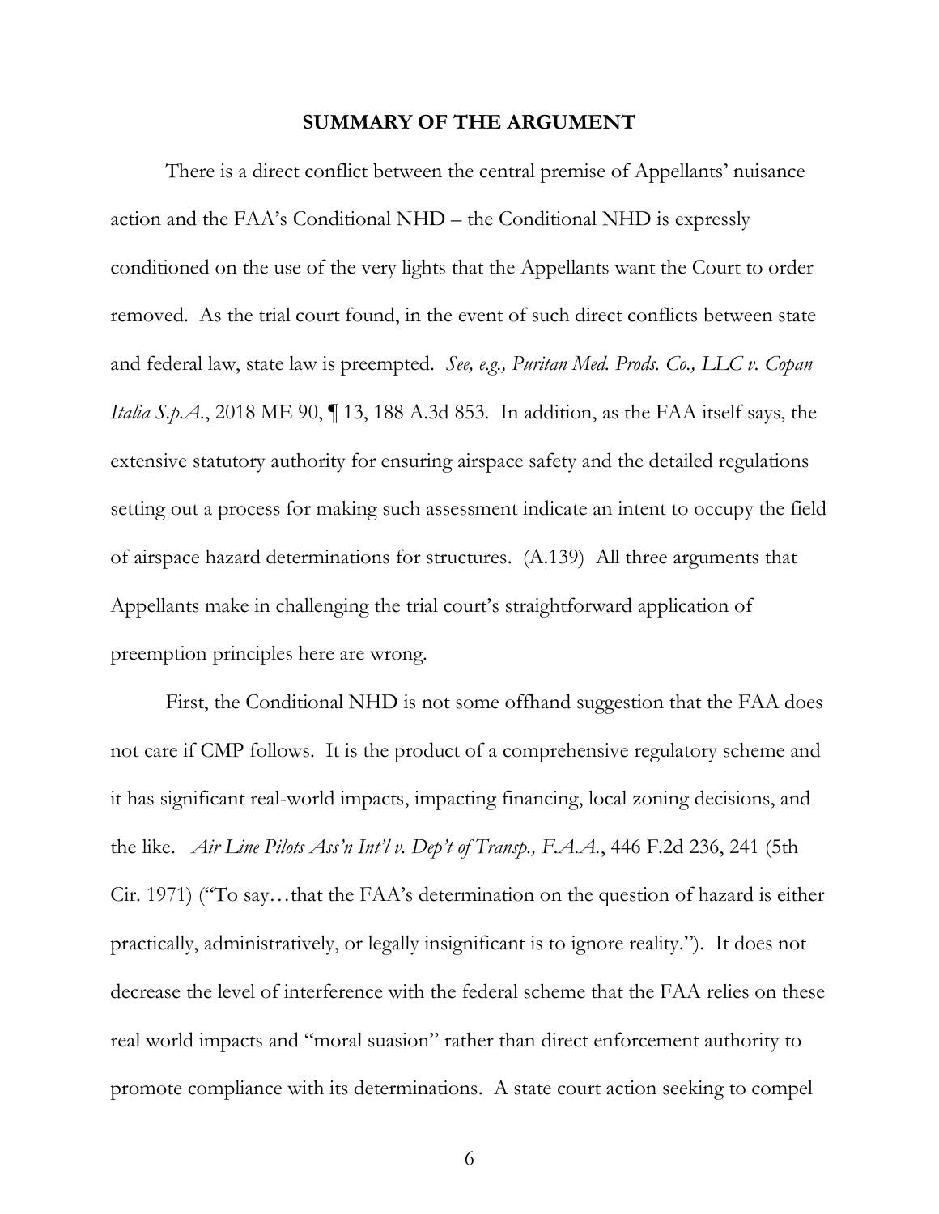## SUMMARY OF THE ARGUMENT

There is a direct conflict between the central premise of Appellants' nuisance action and the FAA's Conditional NHD – the Conditional NHD is expressly conditioned on the use of the very lights that the Appellants want the Court to order removed. As the trial court found, in the event of such direct conflicts between state and federal law, state law is preempted. *See, e.g., Puritan Med. Prods. Co., LLC v. Copan Italia S.p.A.*, 2018 ME 90, ¶ 13, 188 A.3d 853. In addition, as the FAA itself says, the extensive statutory authority for ensuring airspace safety and the detailed regulations setting out a process for making such assessment indicate an intent to occupy the field of airspace hazard determinations for structures. (A.139) All three arguments that Appellants make in challenging the trial court's straightforward application of preemption principles here are wrong.

First, the Conditional NHD is not some offhand suggestion that the FAA does not care if CMP follows. It is the product of a comprehensive regulatory scheme and it has significant real-world impacts, impacting financing, local zoning decisions, and the like. *Air Line Pilots Ass'n Int'l v. Dep't of Transp., F.A.A.*, 446 F.2d 236, 241 (5th Cir. 1971) ("To say…that the FAA's determination on the question of hazard is either practically, administratively, or legally insignificant is to ignore reality."). It does not decrease the level of interference with the federal scheme that the FAA relies on these real world impacts and "moral suasion" rather than direct enforcement authority to promote compliance with its determinations. A state court action seeking to compel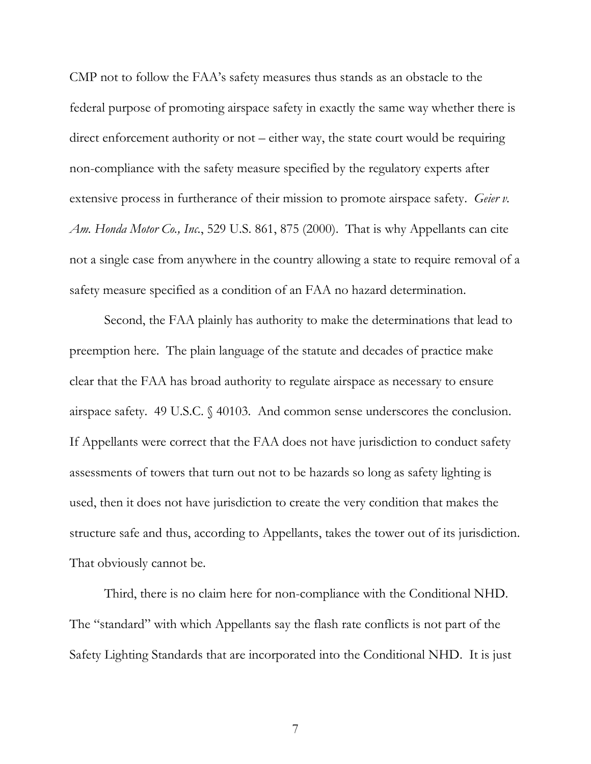CMP not to follow the FAA's safety measures thus stands as an obstacle to the federal purpose of promoting airspace safety in exactly the same way whether there is direct enforcement authority or not – either way, the state court would be requiring non-compliance with the safety measure specified by the regulatory experts after extensive process in furtherance of their mission to promote airspace safety. *Geier v. Am. Honda Motor Co., Inc.*, 529 U.S. 861, 875 (2000). That is why Appellants can cite not a single case from anywhere in the country allowing a state to require removal of a safety measure specified as a condition of an FAA no hazard determination.

Second, the FAA plainly has authority to make the determinations that lead to preemption here. The plain language of the statute and decades of practice make clear that the FAA has broad authority to regulate airspace as necessary to ensure airspace safety. 49 U.S.C. § 40103. And common sense underscores the conclusion. If Appellants were correct that the FAA does not have jurisdiction to conduct safety assessments of towers that turn out not to be hazards so long as safety lighting is used, then it does not have jurisdiction to create the very condition that makes the structure safe and thus, according to Appellants, takes the tower out of its jurisdiction. That obviously cannot be.

Third, there is no claim here for non-compliance with the Conditional NHD. The "standard" with which Appellants say the flash rate conflicts is not part of the Safety Lighting Standards that are incorporated into the Conditional NHD. It is just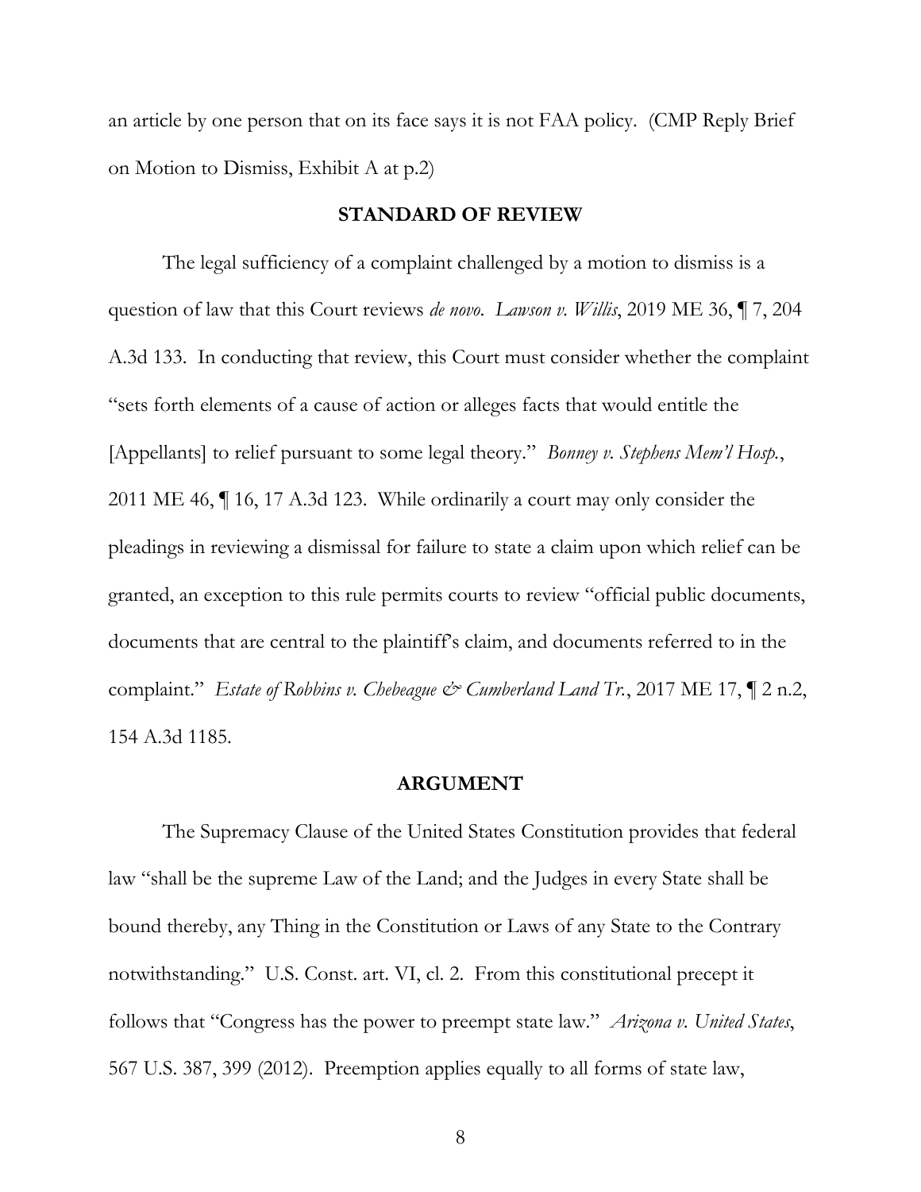an article by one person that on its face says it is not FAA policy. (CMP Reply Brief on Motion to Dismiss, Exhibit A at p.2)

## STANDARD OF REVIEW

The legal sufficiency of a complaint challenged by a motion to dismiss is a question of law that this Court reviews *de novo*. *Lawson v. Willis*, 2019 ME 36, ¶ 7, 204 A.3d 133. In conducting that review, this Court must consider whether the complaint "sets forth elements of a cause of action or alleges facts that would entitle the [Appellants] to relief pursuant to some legal theory." *Bonney v. Stephens Mem'l Hosp.*, 2011 ME 46, ¶ 16, 17 A.3d 123. While ordinarily a court may only consider the pleadings in reviewing a dismissal for failure to state a claim upon which relief can be granted, an exception to this rule permits courts to review "official public documents, documents that are central to the plaintiff's claim, and documents referred to in the complaint." *Estate of Robbins v. Chebeague & Cumberland Land Tr.*, 2017 ME 17, ¶ 2 n.2, 154 A.3d 1185.

## ARGUMENT

The Supremacy Clause of the United States Constitution provides that federal law "shall be the supreme Law of the Land; and the Judges in every State shall be bound thereby, any Thing in the Constitution or Laws of any State to the Contrary notwithstanding." U.S. Const. art. VI, cl. 2. From this constitutional precept it follows that "Congress has the power to preempt state law." *Arizona v. United States*, 567 U.S. 387, 399 (2012). Preemption applies equally to all forms of state law,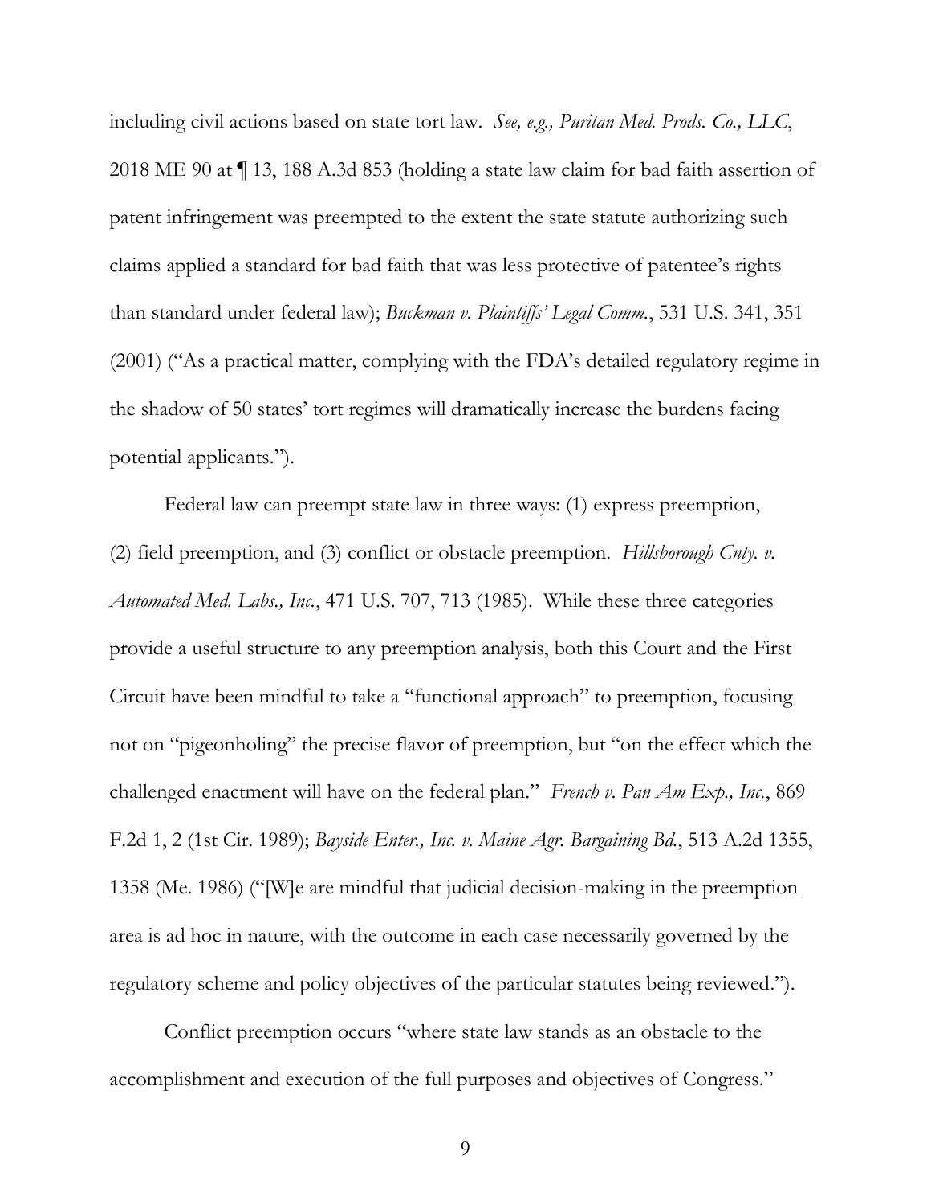including civil actions based on state tort law. *See, e.g., Puritan Med. Prods. Co., LLC*, 2018 ME 90 at ¶ 13, 188 A.3d 853 (holding a state law claim for bad faith assertion of patent infringement was preempted to the extent the state statute authorizing such claims applied a standard for bad faith that was less protective of patentee's rights than standard under federal law); *Buckman v. Plaintiffs' Legal Comm.*, 531 U.S. 341, 351 (2001) ("As a practical matter, complying with the FDA's detailed regulatory regime in the shadow of 50 states' tort regimes will dramatically increase the burdens facing potential applicants.").

Federal law can preempt state law in three ways: (1) express preemption, (2) field preemption, and (3) conflict or obstacle preemption. *Hillsborough Cnty. v. Automated Med. Labs., Inc.*, 471 U.S. 707, 713 (1985). While these three categories provide a useful structure to any preemption analysis, both this Court and the First Circuit have been mindful to take a "functional approach" to preemption, focusing not on "pigeonholing" the precise flavor of preemption, but "on the effect which the challenged enactment will have on the federal plan." *French v. Pan Am Exp., Inc.*, 869 F.2d 1, 2 (1st Cir. 1989); *Bayside Enter., Inc. v. Maine Agr. Bargaining Bd.*, 513 A.2d 1355, 1358 (Me. 1986) ("[W]e are mindful that judicial decision-making in the preemption area is ad hoc in nature, with the outcome in each case necessarily governed by the regulatory scheme and policy objectives of the particular statutes being reviewed.").

Conflict preemption occurs "where state law stands as an obstacle to the accomplishment and execution of the full purposes and objectives of Congress."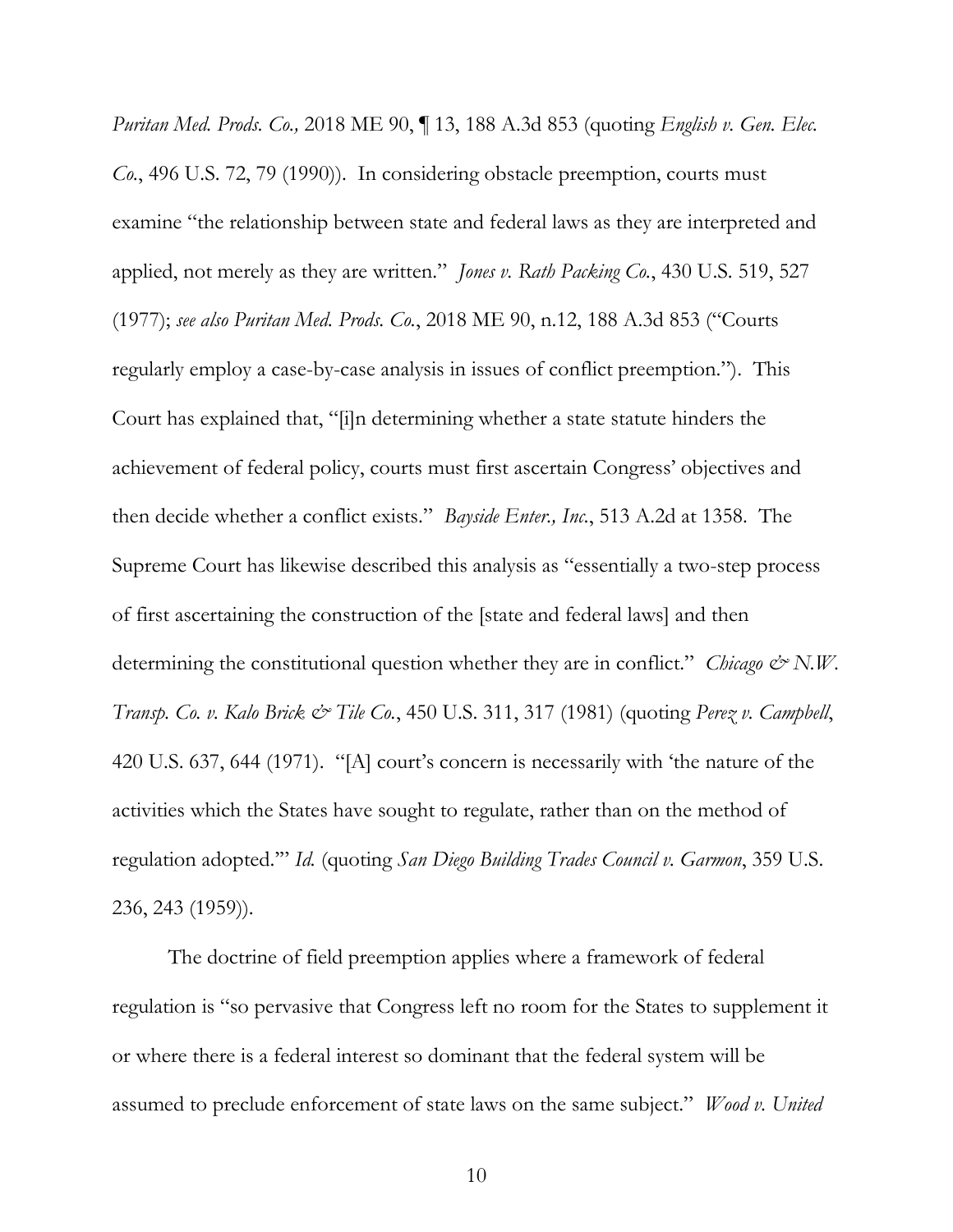*Puritan Med. Prods. Co.,* 2018 ME 90, ¶ 13, 188 A.3d 853 (quoting *English v. Gen. Elec. Co.*, 496 U.S. 72, 79 (1990)). In considering obstacle preemption, courts must examine "the relationship between state and federal laws as they are interpreted and applied, not merely as they are written." *Jones v. Rath Packing Co.*, 430 U.S. 519, 527 (1977); *see also Puritan Med. Prods. Co.*, 2018 ME 90, n.12, 188 A.3d 853 ("Courts regularly employ a case-by-case analysis in issues of conflict preemption."). This Court has explained that, "[i]n determining whether a state statute hinders the achievement of federal policy, courts must first ascertain Congress' objectives and then decide whether a conflict exists." *Bayside Enter., Inc.*, 513 A.2d at 1358. The Supreme Court has likewise described this analysis as "essentially a two-step process of first ascertaining the construction of the [state and federal laws] and then determining the constitutional question whether they are in conflict." *Chicago & N.W. Transp. Co. v. Kalo Brick & Tile Co.*, 450 U.S. 311, 317 (1981) (quoting *Perez v. Campbell*, 420 U.S. 637, 644 (1971). "[A] court's concern is necessarily with 'the nature of the activities which the States have sought to regulate, rather than on the method of regulation adopted.'" *Id.* (quoting *San Diego Building Trades Council v. Garmon*, 359 U.S. 236, 243 (1959)).

The doctrine of field preemption applies where a framework of federal regulation is "so pervasive that Congress left no room for the States to supplement it or where there is a federal interest so dominant that the federal system will be assumed to preclude enforcement of state laws on the same subject." *Wood v. United*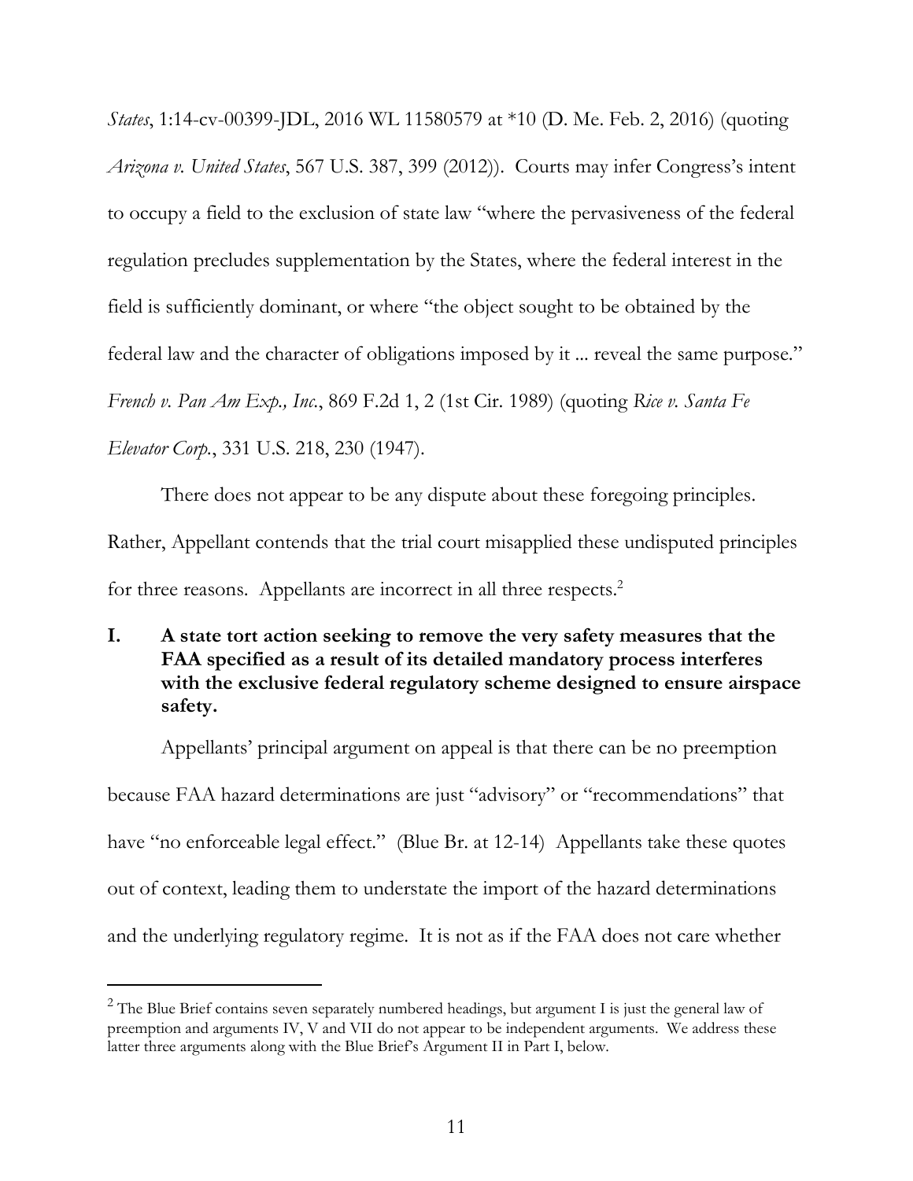*States*, 1:14-cv-00399-JDL, 2016 WL 11580579 at *10 (D. Me. Feb. 2, 2016) (quoting *Arizona v. United States*, 567 U.S. 387, 399 (2012)). Courts may infer Congress's intent to occupy a field to the exclusion of state law "where the pervasiveness of the federal regulation precludes supplementation by the States, where the federal interest in the field is sufficiently dominant, or where "the object sought to be obtained by the federal law and the character of obligations imposed by it ... reveal the same purpose." *French v. Pan Am Exp., Inc.*, 869 F.2d 1, 2 (1st Cir. 1989) (quoting *Rice v. Santa Fe Elevator Corp.*, 331 U.S. 218, 230 (1947).

There does not appear to be any dispute about these foregoing principles. Rather, Appellant contends that the trial court misapplied these undisputed principles for three reasons. Appellants are incorrect in all three respects.[2]

**I. A state tort action seeking to remove the very safety measures that the FAA specified as a result of its detailed mandatory process interferes with the exclusive federal regulatory scheme designed to ensure airspace safety.**

Appellants' principal argument on appeal is that there can be no preemption because FAA hazard determinations are just "advisory" or "recommendations" that have "no enforceable legal effect." (Blue Br. at 12-14) Appellants take these quotes out of context, leading them to understate the import of the hazard determinations and the underlying regulatory regime. It is not as if the FAA does not care whether

[2] The Blue Brief contains seven separately numbered headings, but argument I is just the general law of preemption and arguments IV, V and VII do not appear to be independent arguments. We address these latter three arguments along with the Blue Brief's Argument II in Part I, below.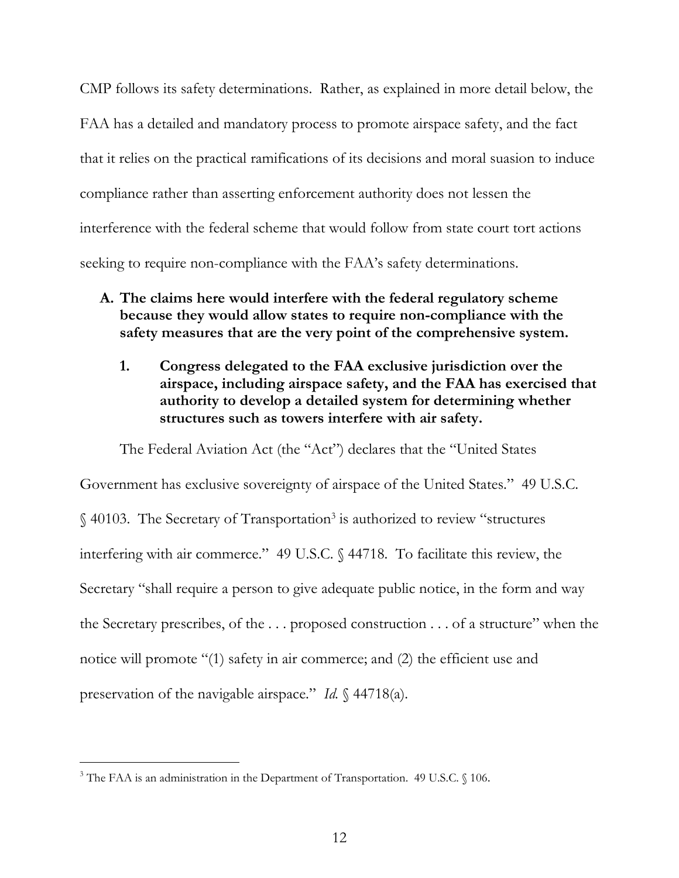CMP follows its safety determinations. Rather, as explained in more detail below, the FAA has a detailed and mandatory process to promote airspace safety, and the fact that it relies on the practical ramifications of its decisions and moral suasion to induce compliance rather than asserting enforcement authority does not lessen the interference with the federal scheme that would follow from state court tort actions seeking to require non-compliance with the FAA's safety determinations.

### A. The claims here would interfere with the federal regulatory scheme because they would allow states to require non-compliance with the safety measures that are the very point of the comprehensive system.

#### 1. Congress delegated to the FAA exclusive jurisdiction over the airspace, including airspace safety, and the FAA has exercised that authority to develop a detailed system for determining whether structures such as towers interfere with air safety.

The Federal Aviation Act (the "Act") declares that the "United States Government has exclusive sovereignty of airspace of the United States." 49 U.S.C. § 40103. The Secretary of Transportation[3] is authorized to review "structures interfering with air commerce." 49 U.S.C. § 44718. To facilitate this review, the Secretary "shall require a person to give adequate public notice, in the form and way the Secretary prescribes, of the . . . proposed construction . . . of a structure" when the notice will promote "(1) safety in air commerce; and (2) the efficient use and preservation of the navigable airspace." *Id.* § 44718(a).

[3] The FAA is an administration in the Department of Transportation. 49 U.S.C. § 106.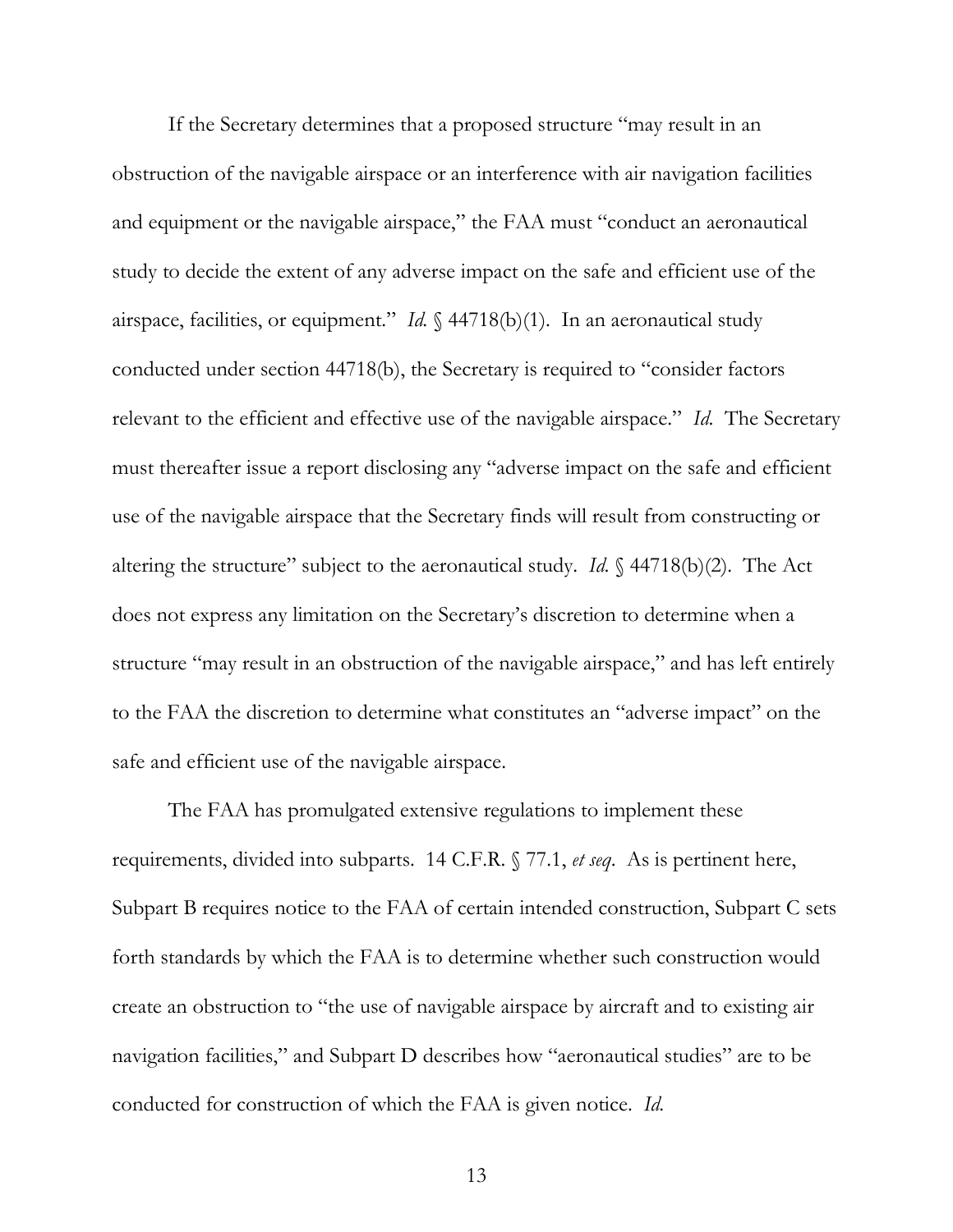If the Secretary determines that a proposed structure "may result in an obstruction of the navigable airspace or an interference with air navigation facilities and equipment or the navigable airspace," the FAA must "conduct an aeronautical study to decide the extent of any adverse impact on the safe and efficient use of the airspace, facilities, or equipment." *Id.* § 44718(b)(1). In an aeronautical study conducted under section 44718(b), the Secretary is required to "consider factors relevant to the efficient and effective use of the navigable airspace." *Id.* The Secretary must thereafter issue a report disclosing any "adverse impact on the safe and efficient use of the navigable airspace that the Secretary finds will result from constructing or altering the structure" subject to the aeronautical study. *Id.* § 44718(b)(2). The Act does not express any limitation on the Secretary's discretion to determine when a structure "may result in an obstruction of the navigable airspace," and has left entirely to the FAA the discretion to determine what constitutes an "adverse impact" on the safe and efficient use of the navigable airspace.

The FAA has promulgated extensive regulations to implement these requirements, divided into subparts. 14 C.F.R. § 77.1, *et seq*. As is pertinent here, Subpart B requires notice to the FAA of certain intended construction, Subpart C sets forth standards by which the FAA is to determine whether such construction would create an obstruction to "the use of navigable airspace by aircraft and to existing air navigation facilities," and Subpart D describes how "aeronautical studies" are to be conducted for construction of which the FAA is given notice. *Id.*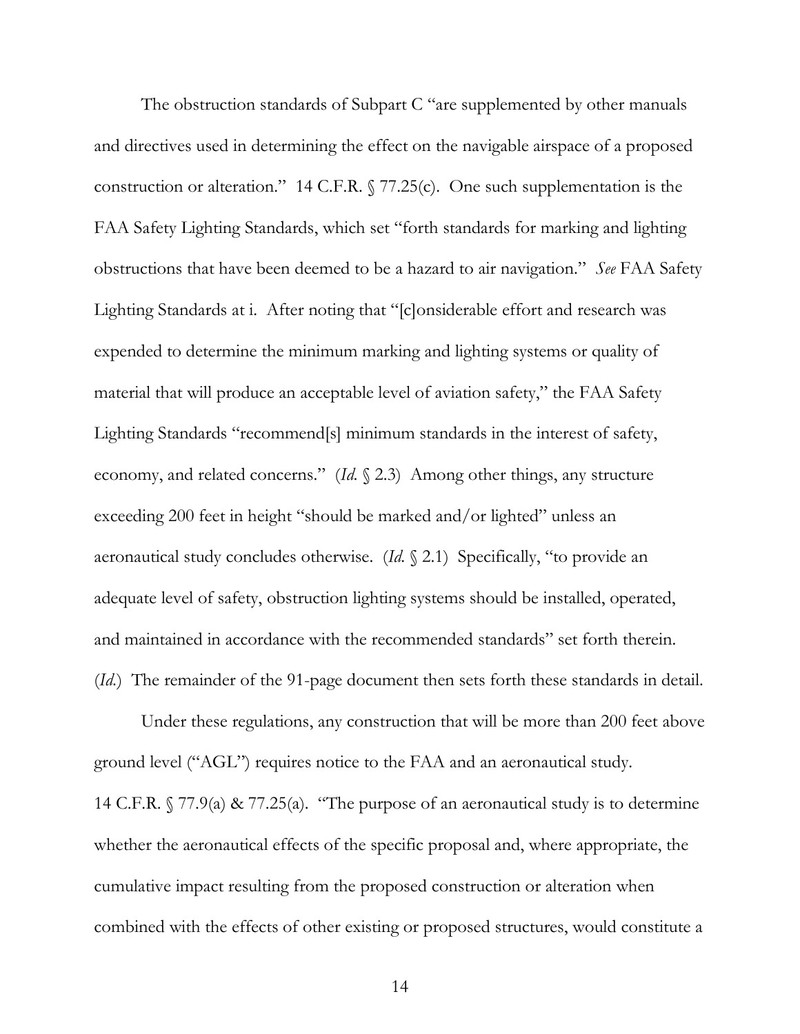The obstruction standards of Subpart C "are supplemented by other manuals and directives used in determining the effect on the navigable airspace of a proposed construction or alteration." 14 C.F.R. § 77.25(c). One such supplementation is the FAA Safety Lighting Standards, which set "forth standards for marking and lighting obstructions that have been deemed to be a hazard to air navigation." *See* FAA Safety Lighting Standards at i. After noting that "[c]onsiderable effort and research was expended to determine the minimum marking and lighting systems or quality of material that will produce an acceptable level of aviation safety," the FAA Safety Lighting Standards "recommend[s] minimum standards in the interest of safety, economy, and related concerns." (*Id.* § 2.3) Among other things, any structure exceeding 200 feet in height "should be marked and/or lighted" unless an aeronautical study concludes otherwise. (*Id.* § 2.1) Specifically, "to provide an adequate level of safety, obstruction lighting systems should be installed, operated, and maintained in accordance with the recommended standards" set forth therein. (*Id.*) The remainder of the 91-page document then sets forth these standards in detail.

Under these regulations, any construction that will be more than 200 feet above ground level ("AGL") requires notice to the FAA and an aeronautical study. 14 C.F.R. § 77.9(a) & 77.25(a). "The purpose of an aeronautical study is to determine whether the aeronautical effects of the specific proposal and, where appropriate, the cumulative impact resulting from the proposed construction or alteration when combined with the effects of other existing or proposed structures, would constitute a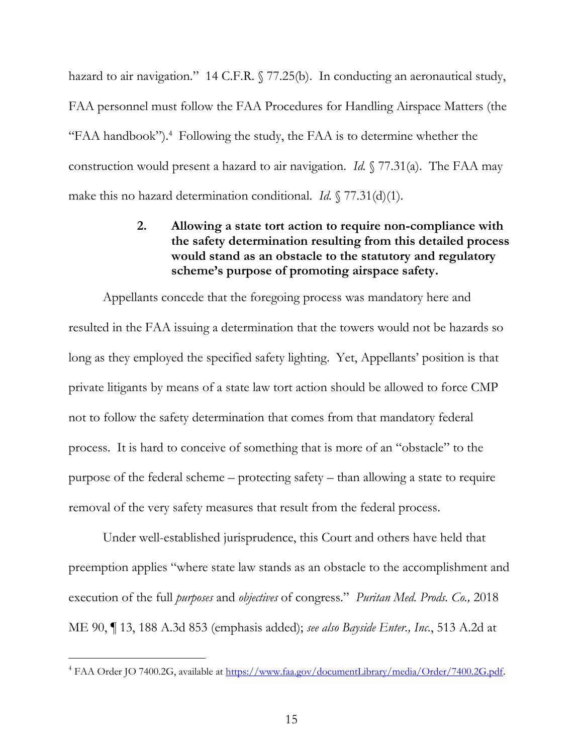hazard to air navigation." 14 C.F.R. § 77.25(b). In conducting an aeronautical study, FAA personnel must follow the FAA Procedures for Handling Airspace Matters (the "FAA handbook").[4] Following the study, the FAA is to determine whether the construction would present a hazard to air navigation. *Id.* § 77.31(a). The FAA may make this no hazard determination conditional. *Id.* § 77.31(d)(1).

### 2. Allowing a state tort action to require non-compliance with the safety determination resulting from this detailed process would stand as an obstacle to the statutory and regulatory scheme's purpose of promoting airspace safety.

Appellants concede that the foregoing process was mandatory here and resulted in the FAA issuing a determination that the towers would not be hazards so long as they employed the specified safety lighting. Yet, Appellants' position is that private litigants by means of a state law tort action should be allowed to force CMP not to follow the safety determination that comes from that mandatory federal process. It is hard to conceive of something that is more of an "obstacle" to the purpose of the federal scheme – protecting safety – than allowing a state to require removal of the very safety measures that result from the federal process.

Under well-established jurisprudence, this Court and others have held that preemption applies "where state law stands as an obstacle to the accomplishment and execution of the full *purposes* and *objectives* of congress." *Puritan Med. Prods. Co.,* 2018 ME 90, ¶ 13, 188 A.3d 853 (emphasis added); *see also Bayside Enter., Inc.*, 513 A.2d at

---

[4] FAA Order JO 7400.2G, available at https://www.faa.gov/documentLibrary/media/Order/7400.2G.pdf.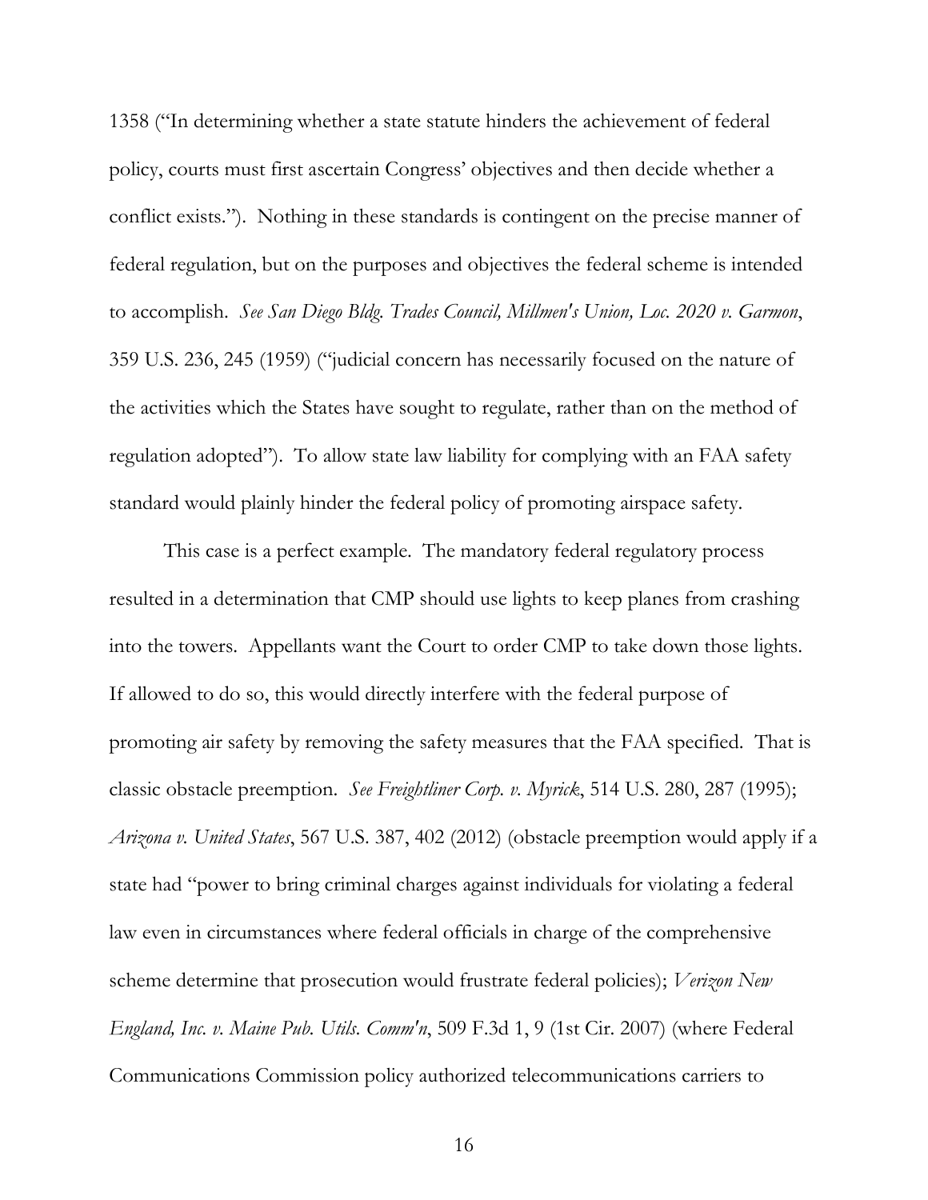1358 ("In determining whether a state statute hinders the achievement of federal policy, courts must first ascertain Congress' objectives and then decide whether a conflict exists."). Nothing in these standards is contingent on the precise manner of federal regulation, but on the purposes and objectives the federal scheme is intended to accomplish. *See San Diego Bldg. Trades Council, Millmen's Union, Loc. 2020 v. Garmon*, 359 U.S. 236, 245 (1959) ("judicial concern has necessarily focused on the nature of the activities which the States have sought to regulate, rather than on the method of regulation adopted"). To allow state law liability for complying with an FAA safety standard would plainly hinder the federal policy of promoting airspace safety.

This case is a perfect example. The mandatory federal regulatory process resulted in a determination that CMP should use lights to keep planes from crashing into the towers. Appellants want the Court to order CMP to take down those lights. If allowed to do so, this would directly interfere with the federal purpose of promoting air safety by removing the safety measures that the FAA specified. That is classic obstacle preemption. *See Freightliner Corp. v. Myrick*, 514 U.S. 280, 287 (1995); *Arizona v. United States*, 567 U.S. 387, 402 (2012) (obstacle preemption would apply if a state had "power to bring criminal charges against individuals for violating a federal law even in circumstances where federal officials in charge of the comprehensive scheme determine that prosecution would frustrate federal policies); *Verizon New England, Inc. v. Maine Pub. Utils. Comm'n*, 509 F.3d 1, 9 (1st Cir. 2007) (where Federal Communications Commission policy authorized telecommunications carriers to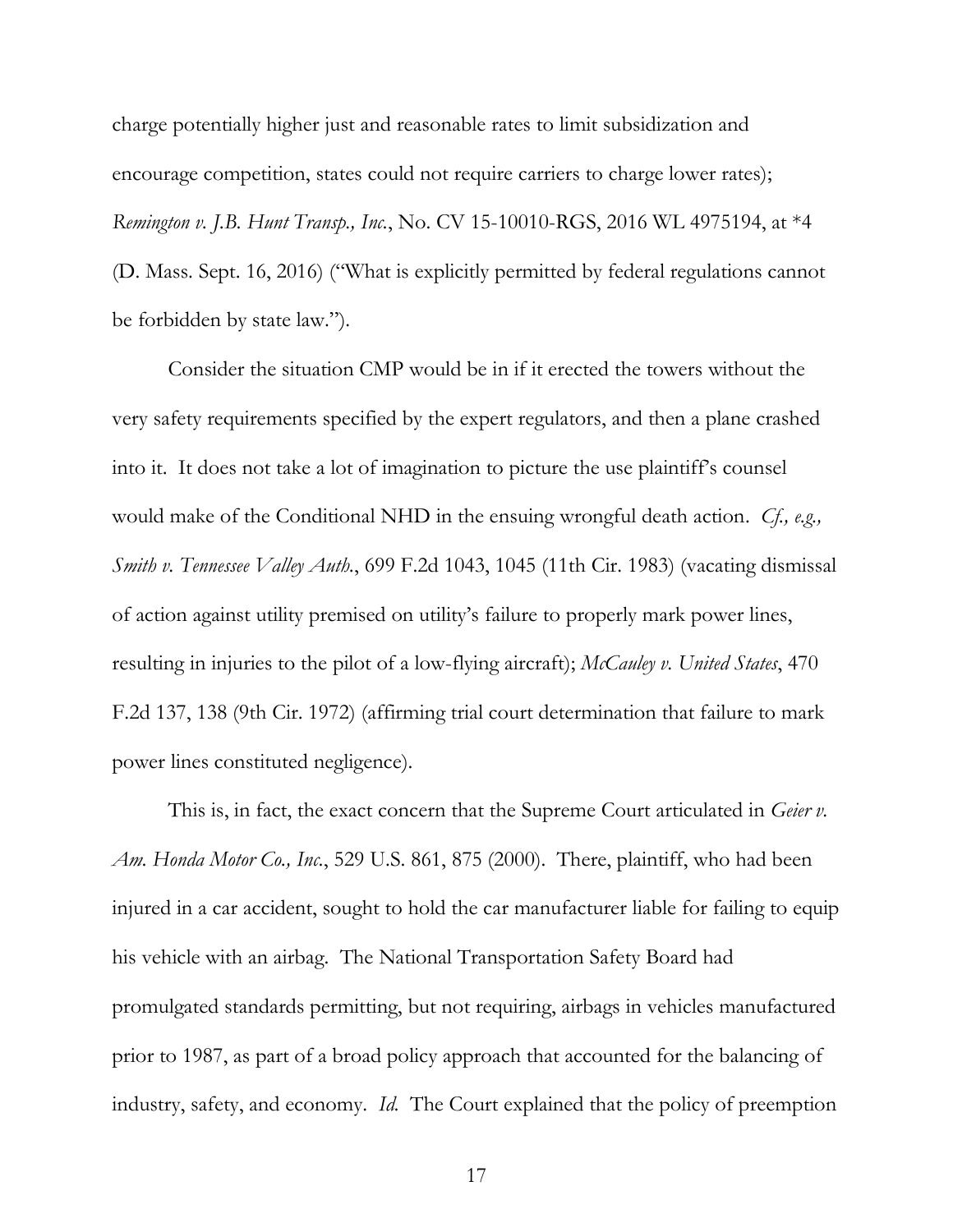charge potentially higher just and reasonable rates to limit subsidization and encourage competition, states could not require carriers to charge lower rates); *Remington v. J.B. Hunt Transp., Inc.*, No. CV 15-10010-RGS, 2016 WL 4975194, at *4 (D. Mass. Sept. 16, 2016) ("What is explicitly permitted by federal regulations cannot be forbidden by state law.").

Consider the situation CMP would be in if it erected the towers without the very safety requirements specified by the expert regulators, and then a plane crashed into it. It does not take a lot of imagination to picture the use plaintiff's counsel would make of the Conditional NHD in the ensuing wrongful death action. *Cf., e.g., Smith v. Tennessee Valley Auth.*, 699 F.2d 1043, 1045 (11th Cir. 1983) (vacating dismissal of action against utility premised on utility's failure to properly mark power lines, resulting in injuries to the pilot of a low-flying aircraft); *McCauley v. United States*, 470 F.2d 137, 138 (9th Cir. 1972) (affirming trial court determination that failure to mark power lines constituted negligence).

This is, in fact, the exact concern that the Supreme Court articulated in *Geier v. Am. Honda Motor Co., Inc.*, 529 U.S. 861, 875 (2000). There, plaintiff, who had been injured in a car accident, sought to hold the car manufacturer liable for failing to equip his vehicle with an airbag. The National Transportation Safety Board had promulgated standards permitting, but not requiring, airbags in vehicles manufactured prior to 1987, as part of a broad policy approach that accounted for the balancing of industry, safety, and economy. *Id.* The Court explained that the policy of preemption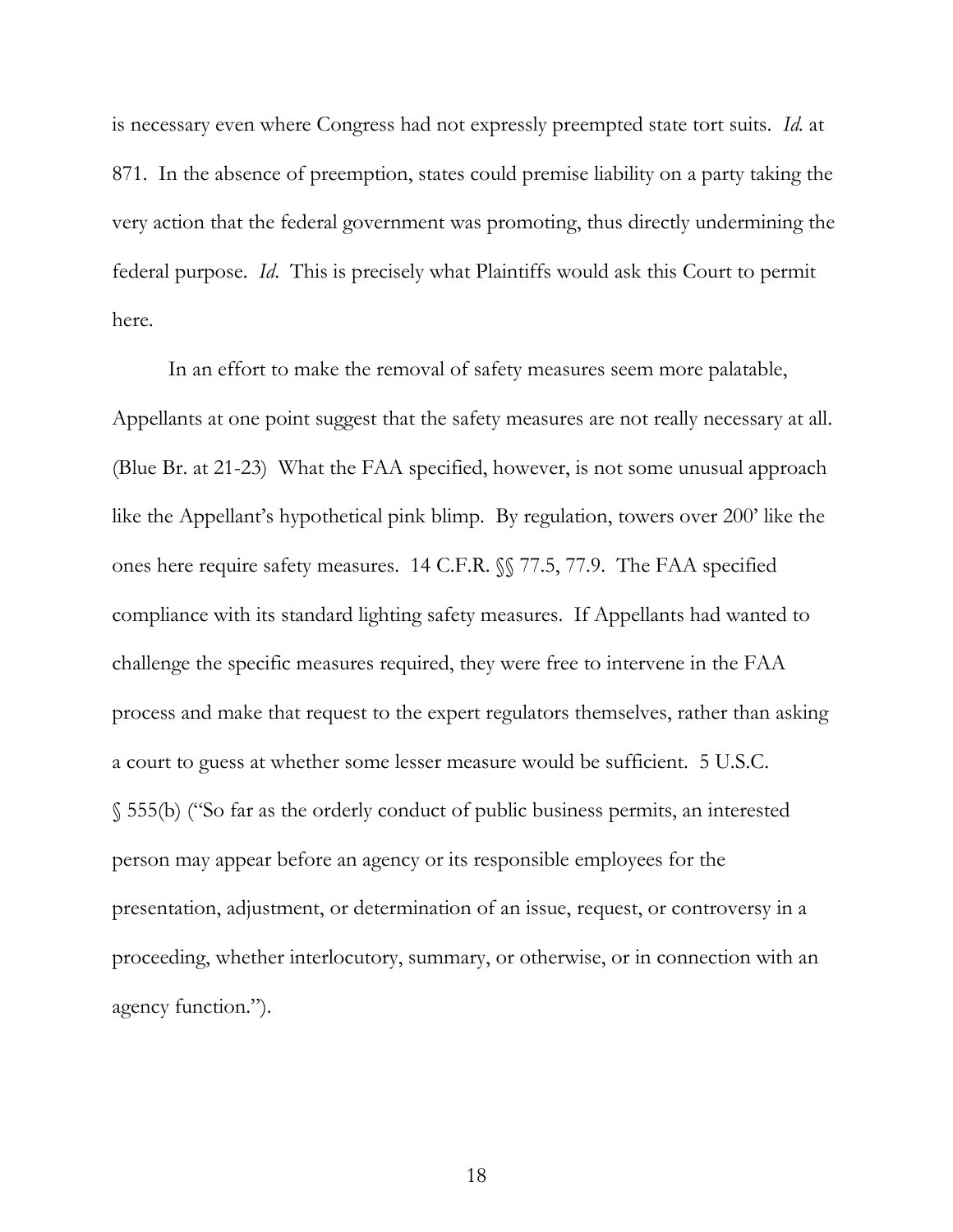is necessary even where Congress had not expressly preempted state tort suits. *Id.* at 871. In the absence of preemption, states could premise liability on a party taking the very action that the federal government was promoting, thus directly undermining the federal purpose. *Id*. This is precisely what Plaintiffs would ask this Court to permit here.

In an effort to make the removal of safety measures seem more palatable, Appellants at one point suggest that the safety measures are not really necessary at all. (Blue Br. at 21-23) What the FAA specified, however, is not some unusual approach like the Appellant's hypothetical pink blimp. By regulation, towers over 200' like the ones here require safety measures. 14 C.F.R. §§ 77.5, 77.9. The FAA specified compliance with its standard lighting safety measures. If Appellants had wanted to challenge the specific measures required, they were free to intervene in the FAA process and make that request to the expert regulators themselves, rather than asking a court to guess at whether some lesser measure would be sufficient. 5 U.S.C. § 555(b) ("So far as the orderly conduct of public business permits, an interested person may appear before an agency or its responsible employees for the presentation, adjustment, or determination of an issue, request, or controversy in a proceeding, whether interlocutory, summary, or otherwise, or in connection with an agency function.").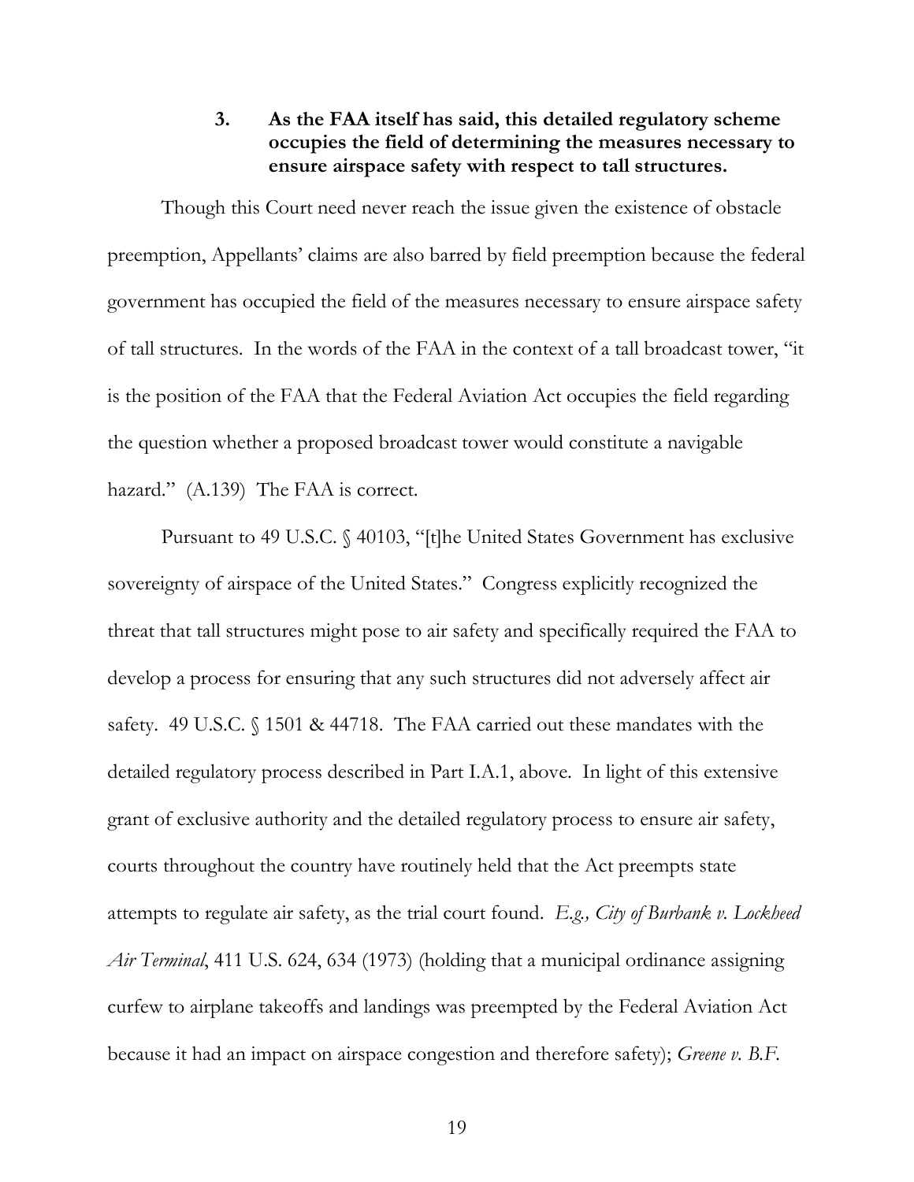### 3. As the FAA itself has said, this detailed regulatory scheme occupies the field of determining the measures necessary to ensure airspace safety with respect to tall structures.

Though this Court need never reach the issue given the existence of obstacle preemption, Appellants' claims are also barred by field preemption because the federal government has occupied the field of the measures necessary to ensure airspace safety of tall structures. In the words of the FAA in the context of a tall broadcast tower, "it is the position of the FAA that the Federal Aviation Act occupies the field regarding the question whether a proposed broadcast tower would constitute a navigable hazard." (A.139) The FAA is correct.

Pursuant to 49 U.S.C. § 40103, "[t]he United States Government has exclusive sovereignty of airspace of the United States." Congress explicitly recognized the threat that tall structures might pose to air safety and specifically required the FAA to develop a process for ensuring that any such structures did not adversely affect air safety. 49 U.S.C. § 1501 & 44718. The FAA carried out these mandates with the detailed regulatory process described in Part I.A.1, above. In light of this extensive grant of exclusive authority and the detailed regulatory process to ensure air safety, courts throughout the country have routinely held that the Act preempts state attempts to regulate air safety, as the trial court found. *E.g., City of Burbank v. Lockheed Air Terminal*, 411 U.S. 624, 634 (1973) (holding that a municipal ordinance assigning curfew to airplane takeoffs and landings was preempted by the Federal Aviation Act because it had an impact on airspace congestion and therefore safety); *Greene v. B.F.*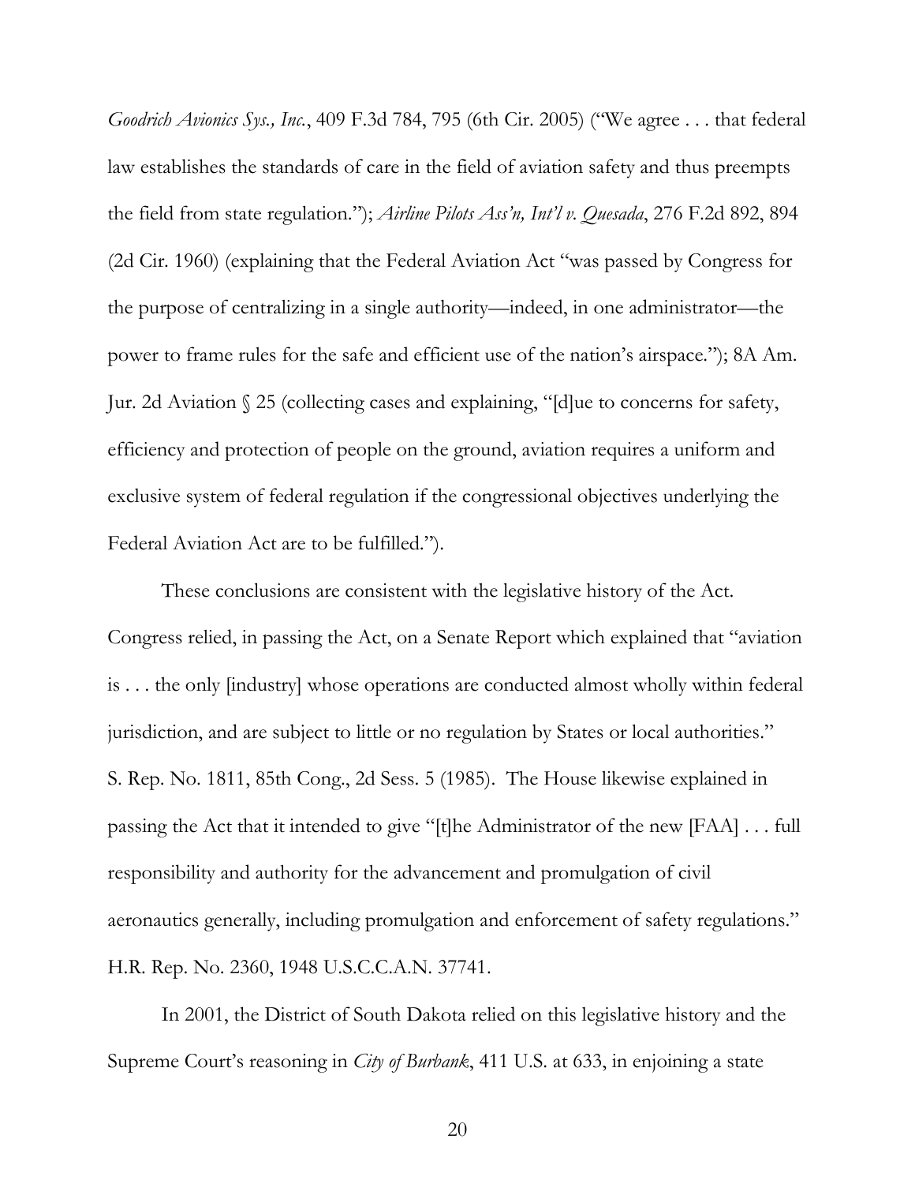*Goodrich Avionics Sys., Inc.*, 409 F.3d 784, 795 (6th Cir. 2005) ("We agree . . . that federal law establishes the standards of care in the field of aviation safety and thus preempts the field from state regulation."); *Airline Pilots Ass'n, Int'l v. Quesada*, 276 F.2d 892, 894 (2d Cir. 1960) (explaining that the Federal Aviation Act "was passed by Congress for the purpose of centralizing in a single authority—indeed, in one administrator—the power to frame rules for the safe and efficient use of the nation's airspace."); 8A Am. Jur. 2d Aviation § 25 (collecting cases and explaining, "[d]ue to concerns for safety, efficiency and protection of people on the ground, aviation requires a uniform and exclusive system of federal regulation if the congressional objectives underlying the Federal Aviation Act are to be fulfilled.").

These conclusions are consistent with the legislative history of the Act. Congress relied, in passing the Act, on a Senate Report which explained that "aviation is . . . the only [industry] whose operations are conducted almost wholly within federal jurisdiction, and are subject to little or no regulation by States or local authorities." S. Rep. No. 1811, 85th Cong., 2d Sess. 5 (1985). The House likewise explained in passing the Act that it intended to give "[t]he Administrator of the new [FAA] . . . full responsibility and authority for the advancement and promulgation of civil aeronautics generally, including promulgation and enforcement of safety regulations." H.R. Rep. No. 2360, 1948 U.S.C.C.A.N. 37741.

In 2001, the District of South Dakota relied on this legislative history and the Supreme Court's reasoning in *City of Burbank*, 411 U.S. at 633, in enjoining a state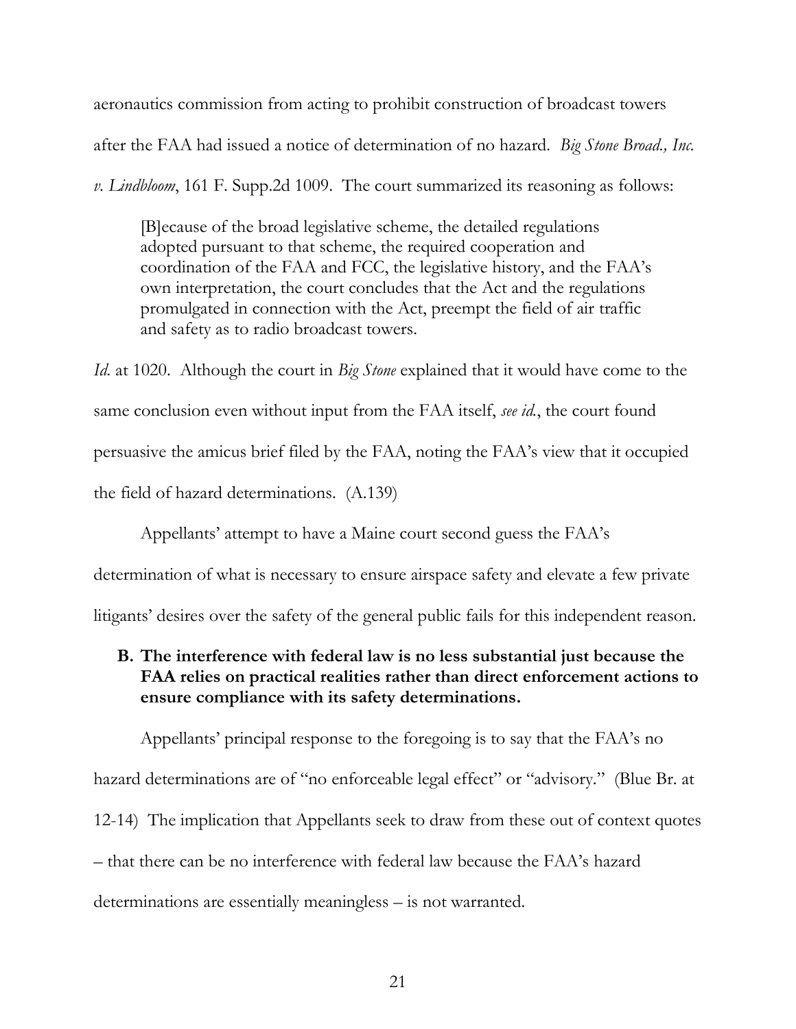aeronautics commission from acting to prohibit construction of broadcast towers after the FAA had issued a notice of determination of no hazard. *Big Stone Broad., Inc. v. Lindbloom*, 161 F. Supp.2d 1009. The court summarized its reasoning as follows:

> [B]ecause of the broad legislative scheme, the detailed regulations adopted pursuant to that scheme, the required cooperation and coordination of the FAA and FCC, the legislative history, and the FAA's own interpretation, the court concludes that the Act and the regulations promulgated in connection with the Act, preempt the field of air traffic and safety as to radio broadcast towers.

*Id.* at 1020. Although the court in *Big Stone* explained that it would have come to the same conclusion even without input from the FAA itself, *see id.*, the court found persuasive the amicus brief filed by the FAA, noting the FAA's view that it occupied the field of hazard determinations. (A.139)

Appellants' attempt to have a Maine court second guess the FAA's determination of what is necessary to ensure airspace safety and elevate a few private litigants' desires over the safety of the general public fails for this independent reason.

### B. The interference with federal law is no less substantial just because the FAA relies on practical realities rather than direct enforcement actions to ensure compliance with its safety determinations.

Appellants' principal response to the foregoing is to say that the FAA's no hazard determinations are of "no enforceable legal effect" or "advisory." (Blue Br. at 12-14) The implication that Appellants seek to draw from these out of context quotes – that there can be no interference with federal law because the FAA's hazard determinations are essentially meaningless – is not warranted.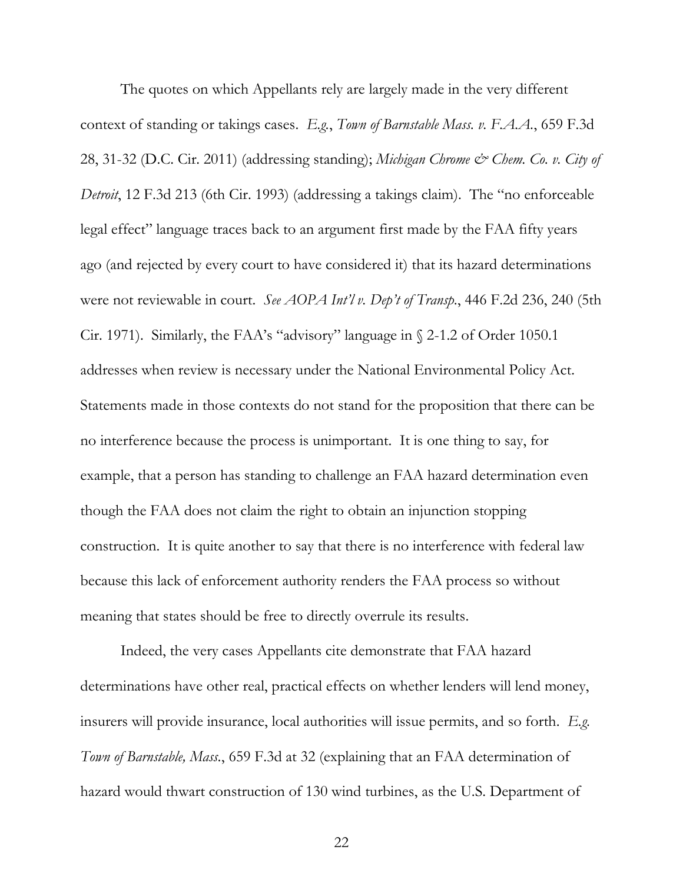The quotes on which Appellants rely are largely made in the very different context of standing or takings cases. *E.g.*, *Town of Barnstable Mass. v. F.A.A.*, 659 F.3d 28, 31-32 (D.C. Cir. 2011) (addressing standing); *Michigan Chrome & Chem. Co. v. City of Detroit*, 12 F.3d 213 (6th Cir. 1993) (addressing a takings claim). The "no enforceable legal effect" language traces back to an argument first made by the FAA fifty years ago (and rejected by every court to have considered it) that its hazard determinations were not reviewable in court. *See AOPA Int'l v. Dep't of Transp.*, 446 F.2d 236, 240 (5th Cir. 1971). Similarly, the FAA's "advisory" language in § 2-1.2 of Order 1050.1 addresses when review is necessary under the National Environmental Policy Act. Statements made in those contexts do not stand for the proposition that there can be no interference because the process is unimportant. It is one thing to say, for example, that a person has standing to challenge an FAA hazard determination even though the FAA does not claim the right to obtain an injunction stopping construction. It is quite another to say that there is no interference with federal law because this lack of enforcement authority renders the FAA process so without meaning that states should be free to directly overrule its results.

Indeed, the very cases Appellants cite demonstrate that FAA hazard determinations have other real, practical effects on whether lenders will lend money, insurers will provide insurance, local authorities will issue permits, and so forth. *E.g.* *Town of Barnstable, Mass.*, 659 F.3d at 32 (explaining that an FAA determination of hazard would thwart construction of 130 wind turbines, as the U.S. Department of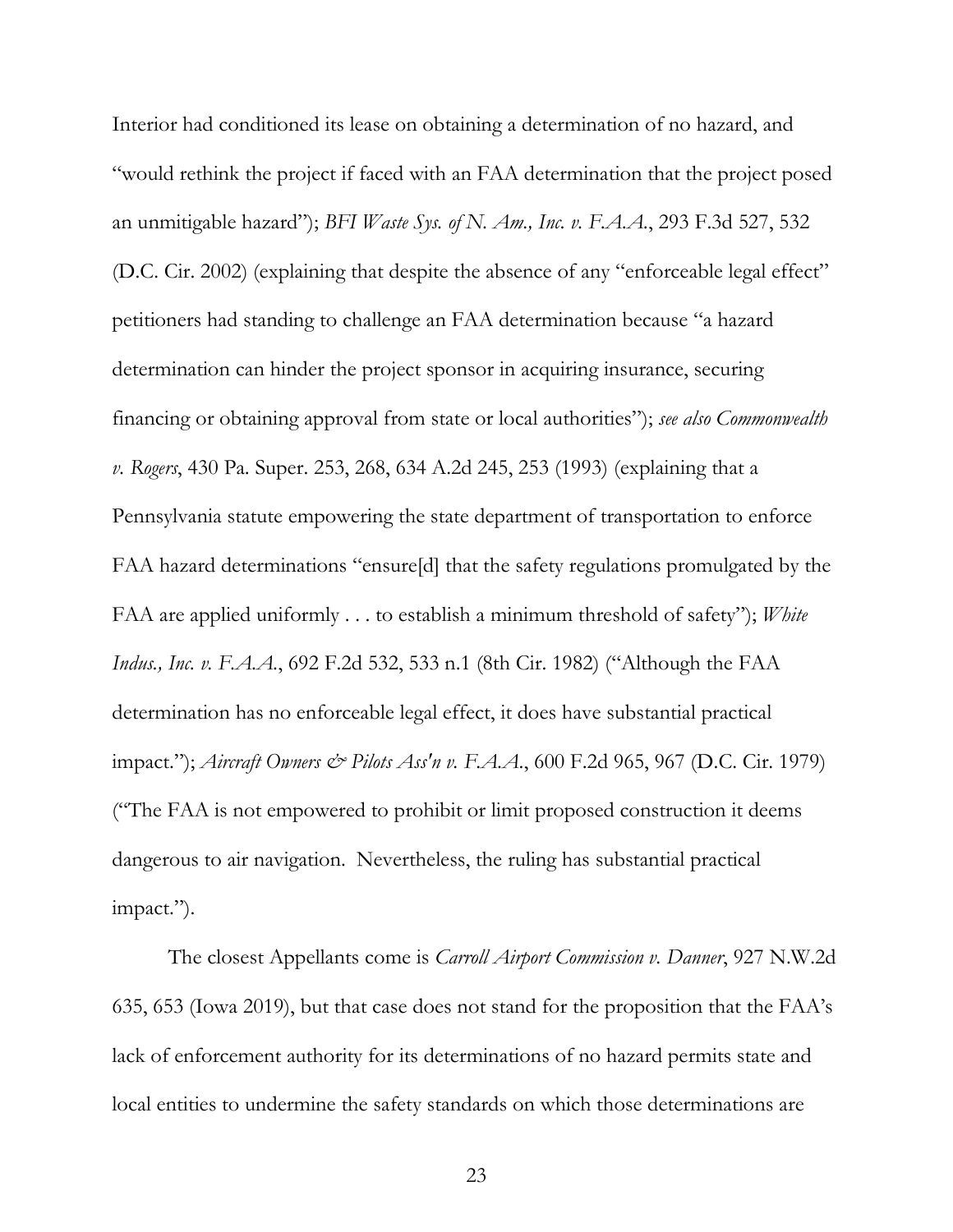Interior had conditioned its lease on obtaining a determination of no hazard, and "would rethink the project if faced with an FAA determination that the project posed an unmitigable hazard"); *BFI Waste Sys. of N. Am., Inc. v. F.A.A.*, 293 F.3d 527, 532 (D.C. Cir. 2002) (explaining that despite the absence of any "enforceable legal effect" petitioners had standing to challenge an FAA determination because "a hazard determination can hinder the project sponsor in acquiring insurance, securing financing or obtaining approval from state or local authorities"); *see also Commonwealth v. Rogers*, 430 Pa. Super. 253, 268, 634 A.2d 245, 253 (1993) (explaining that a Pennsylvania statute empowering the state department of transportation to enforce FAA hazard determinations "ensure[d] that the safety regulations promulgated by the FAA are applied uniformly . . . to establish a minimum threshold of safety"); *White Indus., Inc. v. F.A.A.*, 692 F.2d 532, 533 n.1 (8th Cir. 1982) ("Although the FAA determination has no enforceable legal effect, it does have substantial practical impact."); *Aircraft Owners & Pilots Ass'n v. F.A.A.*, 600 F.2d 965, 967 (D.C. Cir. 1979) ("The FAA is not empowered to prohibit or limit proposed construction it deems dangerous to air navigation. Nevertheless, the ruling has substantial practical impact.").

The closest Appellants come is *Carroll Airport Commission v. Danner*, 927 N.W.2d 635, 653 (Iowa 2019), but that case does not stand for the proposition that the FAA's lack of enforcement authority for its determinations of no hazard permits state and local entities to undermine the safety standards on which those determinations are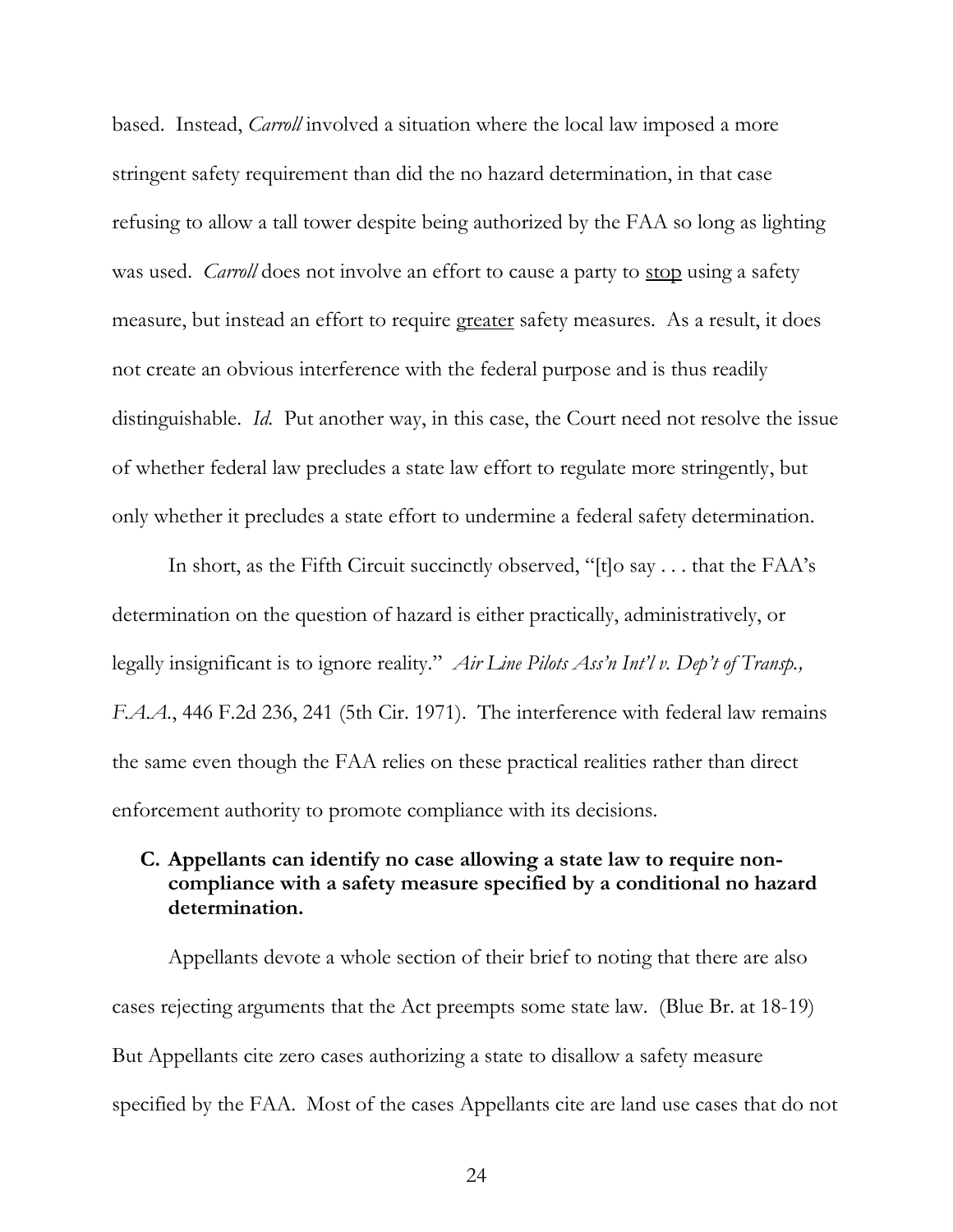based. Instead, *Carroll* involved a situation where the local law imposed a more stringent safety requirement than did the no hazard determination, in that case refusing to allow a tall tower despite being authorized by the FAA so long as lighting was used. *Carroll* does not involve an effort to cause a party to <u>stop</u> using a safety measure, but instead an effort to require <u>greater</u> safety measures. As a result, it does not create an obvious interference with the federal purpose and is thus readily distinguishable. *Id.* Put another way, in this case, the Court need not resolve the issue of whether federal law precludes a state law effort to regulate more stringently, but only whether it precludes a state effort to undermine a federal safety determination.

In short, as the Fifth Circuit succinctly observed, "[t]o say . . . that the FAA's determination on the question of hazard is either practically, administratively, or legally insignificant is to ignore reality." *Air Line Pilots Ass'n Int'l v. Dep't of Transp., F.A.A.*, 446 F.2d 236, 241 (5th Cir. 1971). The interference with federal law remains the same even though the FAA relies on these practical realities rather than direct enforcement authority to promote compliance with its decisions.

### C. Appellants can identify no case allowing a state law to require non-compliance with a safety measure specified by a conditional no hazard determination.

Appellants devote a whole section of their brief to noting that there are also cases rejecting arguments that the Act preempts some state law. (Blue Br. at 18-19) But Appellants cite zero cases authorizing a state to disallow a safety measure specified by the FAA. Most of the cases Appellants cite are land use cases that do not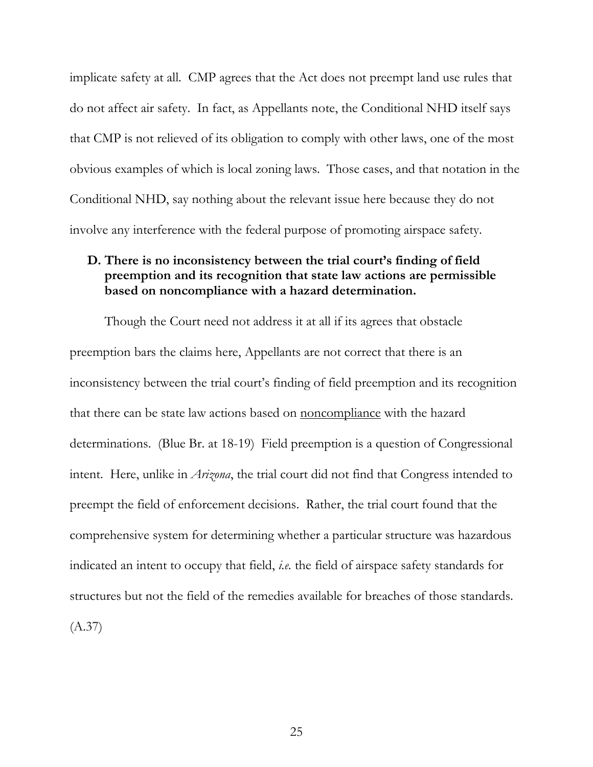implicate safety at all. CMP agrees that the Act does not preempt land use rules that do not affect air safety. In fact, as Appellants note, the Conditional NHD itself says that CMP is not relieved of its obligation to comply with other laws, one of the most obvious examples of which is local zoning laws. Those cases, and that notation in the Conditional NHD, say nothing about the relevant issue here because they do not involve any interference with the federal purpose of promoting airspace safety.

### D. There is no inconsistency between the trial court's finding of field preemption and its recognition that state law actions are permissible based on noncompliance with a hazard determination.

Though the Court need not address it at all if its agrees that obstacle preemption bars the claims here, Appellants are not correct that there is an inconsistency between the trial court's finding of field preemption and its recognition that there can be state law actions based on <u>noncompliance</u> with the hazard determinations. (Blue Br. at 18-19) Field preemption is a question of Congressional intent. Here, unlike in *Arizona*, the trial court did not find that Congress intended to preempt the field of enforcement decisions. Rather, the trial court found that the comprehensive system for determining whether a particular structure was hazardous indicated an intent to occupy that field, *i.e.* the field of airspace safety standards for structures but not the field of the remedies available for breaches of those standards. (A.37)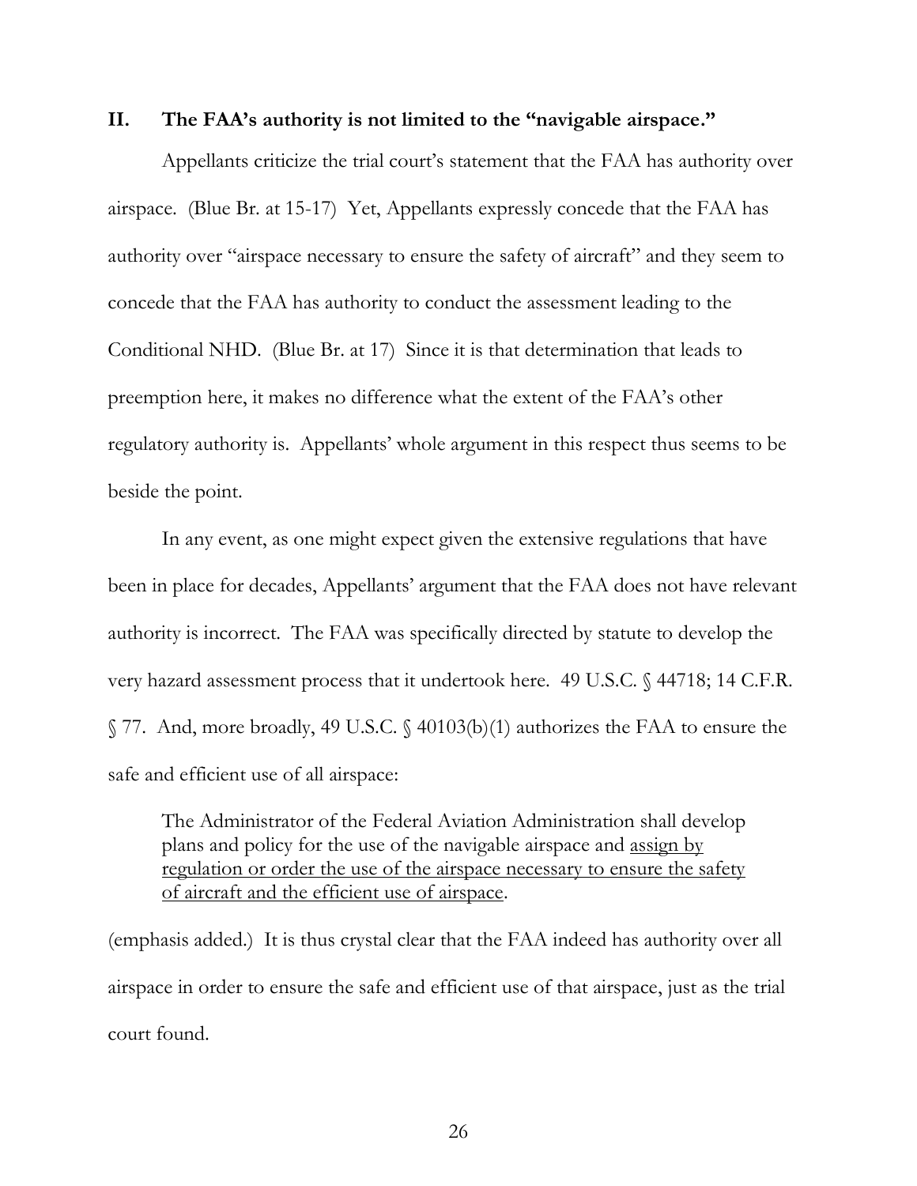## II. The FAA's authority is not limited to the "navigable airspace."

Appellants criticize the trial court's statement that the FAA has authority over airspace. (Blue Br. at 15-17) Yet, Appellants expressly concede that the FAA has authority over "airspace necessary to ensure the safety of aircraft" and they seem to concede that the FAA has authority to conduct the assessment leading to the Conditional NHD. (Blue Br. at 17) Since it is that determination that leads to preemption here, it makes no difference what the extent of the FAA's other regulatory authority is. Appellants' whole argument in this respect thus seems to be beside the point.

In any event, as one might expect given the extensive regulations that have been in place for decades, Appellants' argument that the FAA does not have relevant authority is incorrect. The FAA was specifically directed by statute to develop the very hazard assessment process that it undertook here. 49 U.S.C. § 44718; 14 C.F.R. § 77. And, more broadly, 49 U.S.C. § 40103(b)(1) authorizes the FAA to ensure the safe and efficient use of all airspace:

> The Administrator of the Federal Aviation Administration shall develop plans and policy for the use of the navigable airspace and <u>assign by regulation or order the use of the airspace necessary to ensure the safety of aircraft and the efficient use of airspace</u>.

(emphasis added.) It is thus crystal clear that the FAA indeed has authority over all airspace in order to ensure the safe and efficient use of that airspace, just as the trial court found.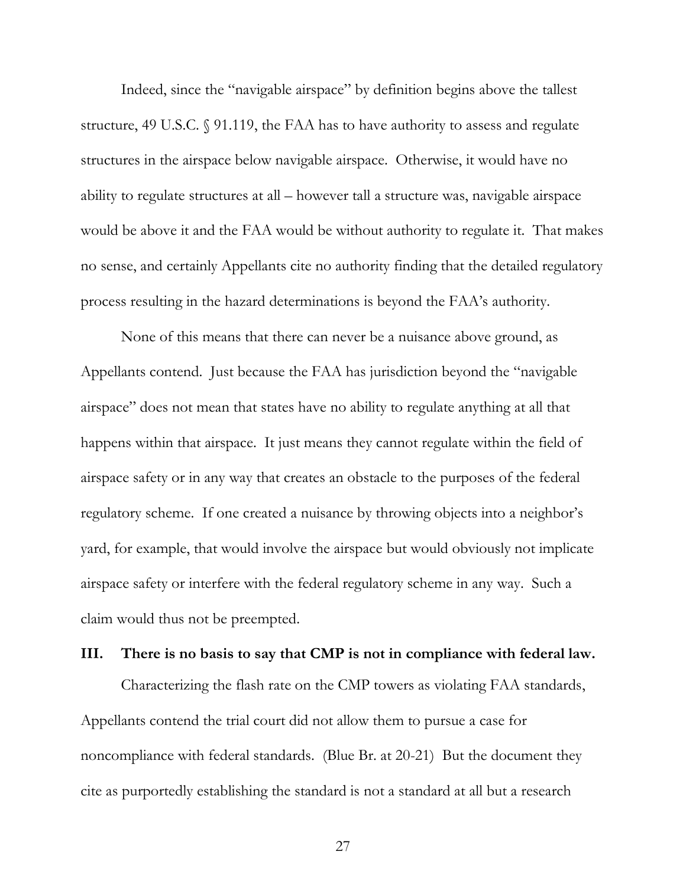Indeed, since the "navigable airspace" by definition begins above the tallest structure, 49 U.S.C. § 91.119, the FAA has to have authority to assess and regulate structures in the airspace below navigable airspace. Otherwise, it would have no ability to regulate structures at all – however tall a structure was, navigable airspace would be above it and the FAA would be without authority to regulate it. That makes no sense, and certainly Appellants cite no authority finding that the detailed regulatory process resulting in the hazard determinations is beyond the FAA's authority.

None of this means that there can never be a nuisance above ground, as Appellants contend. Just because the FAA has jurisdiction beyond the "navigable airspace" does not mean that states have no ability to regulate anything at all that happens within that airspace. It just means they cannot regulate within the field of airspace safety or in any way that creates an obstacle to the purposes of the federal regulatory scheme. If one created a nuisance by throwing objects into a neighbor's yard, for example, that would involve the airspace but would obviously not implicate airspace safety or interfere with the federal regulatory scheme in any way. Such a claim would thus not be preempted.

## III. There is no basis to say that CMP is not in compliance with federal law.

Characterizing the flash rate on the CMP towers as violating FAA standards, Appellants contend the trial court did not allow them to pursue a case for noncompliance with federal standards. (Blue Br. at 20-21) But the document they cite as purportedly establishing the standard is not a standard at all but a research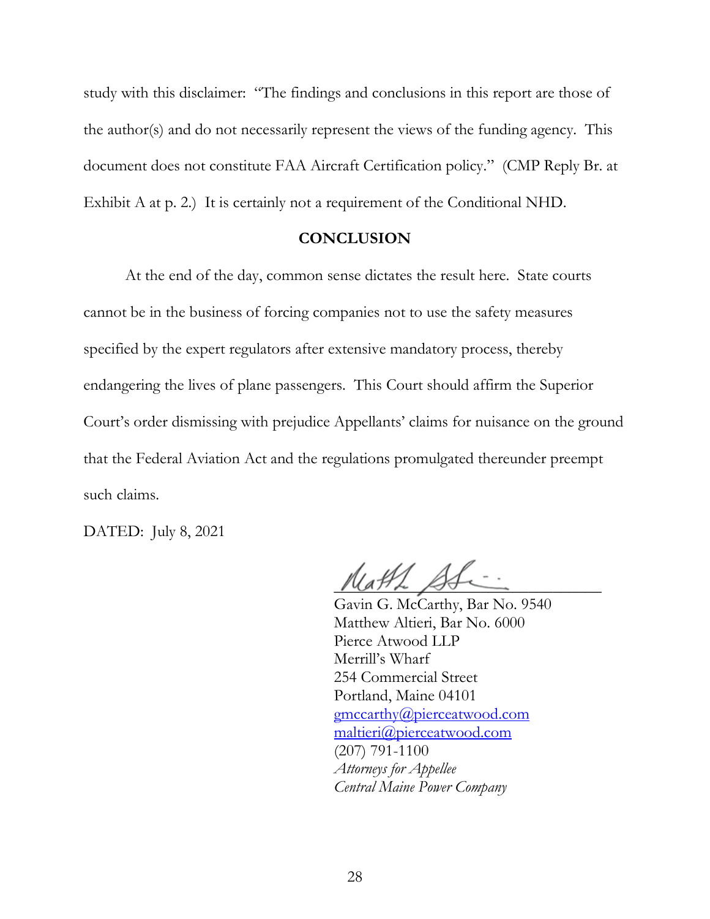study with this disclaimer: "The findings and conclusions in this report are those of the author(s) and do not necessarily represent the views of the funding agency. This document does not constitute FAA Aircraft Certification policy." (CMP Reply Br. at Exhibit A at p. 2.) It is certainly not a requirement of the Conditional NHD.

## CONCLUSION

At the end of the day, common sense dictates the result here. State courts cannot be in the business of forcing companies not to use the safety measures specified by the expert regulators after extensive mandatory process, thereby endangering the lives of plane passengers. This Court should affirm the Superior Court's order dismissing with prejudice Appellants' claims for nuisance on the ground that the Federal Aviation Act and the regulations promulgated thereunder preempt such claims.

DATED: July 8, 2021

Gavin G. McCarthy, Bar No. 9540
Matthew Altieri, Bar No. 6000
Pierce Atwood LLP
Merrill's Wharf
254 Commercial Street
Portland, Maine 04101
gmccarthy@pierceatwood.com
maltieri@pierceatwood.com
(207) 791-1100
*Attorneys for Appellee*
*Central Maine Power Company*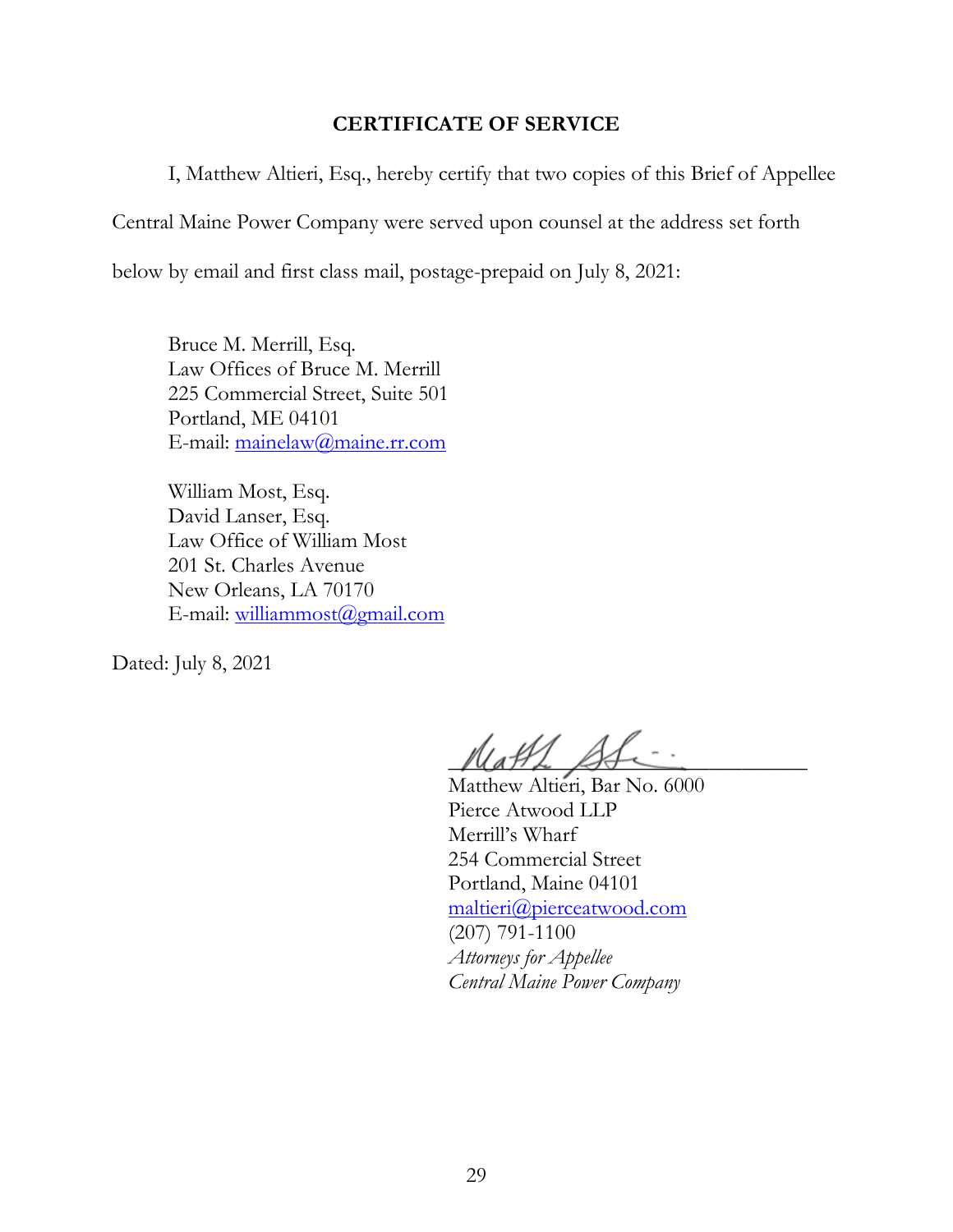## CERTIFICATE OF SERVICE

I, Matthew Altieri, Esq., hereby certify that two copies of this Brief of Appellee Central Maine Power Company were served upon counsel at the address set forth below by email and first class mail, postage-prepaid on July 8, 2021:

Bruce M. Merrill, Esq.
Law Offices of Bruce M. Merrill
225 Commercial Street, Suite 501
Portland, ME 04101
E-mail: mainelaw@maine.rr.com

William Most, Esq.
David Lanser, Esq.
Law Office of William Most
201 St. Charles Avenue
New Orleans, LA 70170
E-mail: williammost@gmail.com

Dated: July 8, 2021

Matthew Altieri, Bar No. 6000
Pierce Atwood LLP
Merrill's Wharf
254 Commercial Street
Portland, Maine 04101
maltieri@pierceatwood.com
(207) 791-1100
*Attorneys for Appellee*
*Central Maine Power Company*